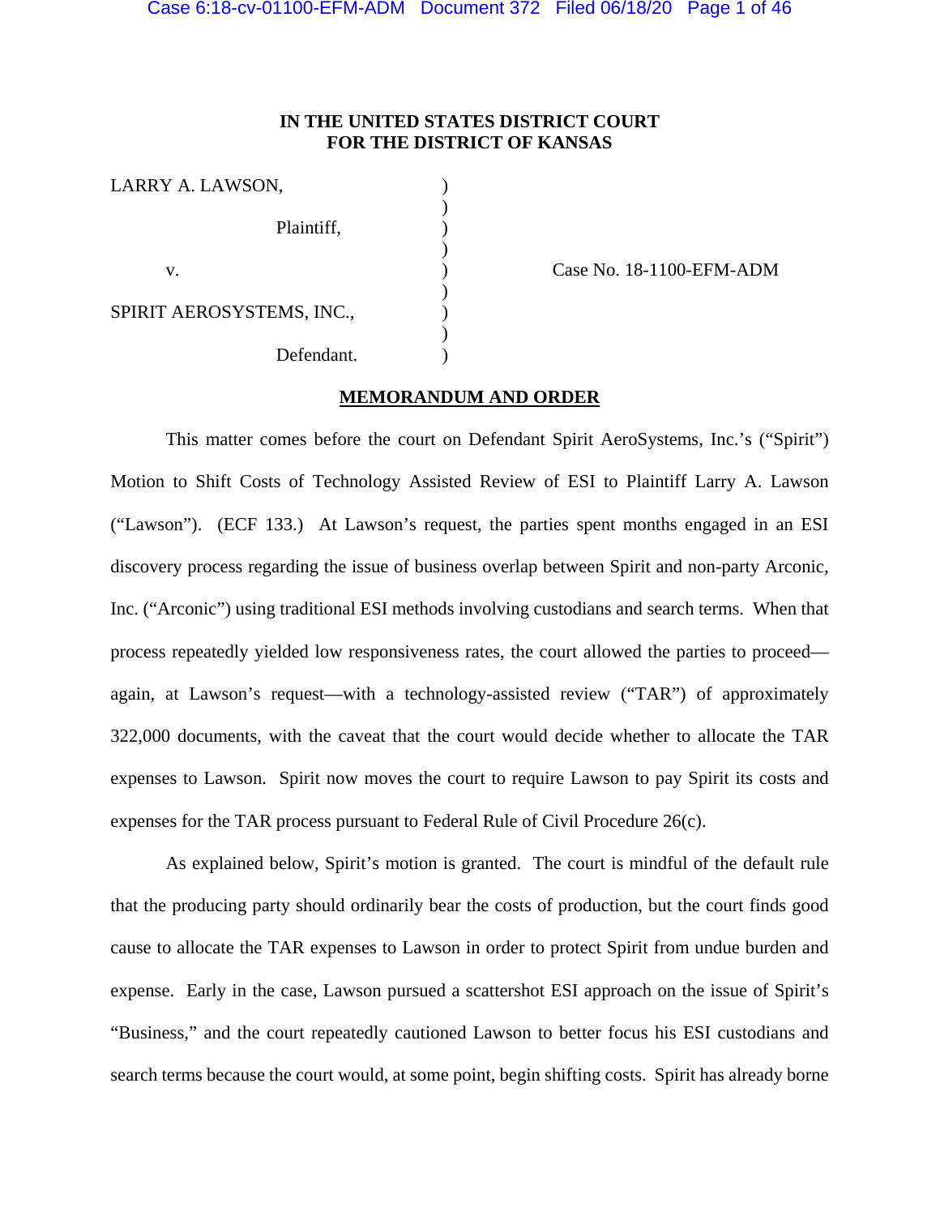**IN THE UNITED STATES DISTRICT COURT**
**FOR THE DISTRICT OF KANSAS**

| | | |
|---|---|---|
| LARRY A. LAWSON, | ) | |
| Plaintiff, | ) | |
| v. | ) | Case No. 18-1100-EFM-ADM |
| SPIRIT AEROSYSTEMS, INC., | ) | |
| Defendant. | ) | |

**MEMORANDUM AND ORDER**

This matter comes before the court on Defendant Spirit AeroSystems, Inc.'s ("Spirit") Motion to Shift Costs of Technology Assisted Review of ESI to Plaintiff Larry A. Lawson ("Lawson"). (ECF 133.) At Lawson's request, the parties spent months engaged in an ESI discovery process regarding the issue of business overlap between Spirit and non-party Arconic, Inc. ("Arconic") using traditional ESI methods involving custodians and search terms. When that process repeatedly yielded low responsiveness rates, the court allowed the parties to proceed—again, at Lawson's request—with a technology-assisted review ("TAR") of approximately 322,000 documents, with the caveat that the court would decide whether to allocate the TAR expenses to Lawson. Spirit now moves the court to require Lawson to pay Spirit its costs and expenses for the TAR process pursuant to Federal Rule of Civil Procedure 26(c).

As explained below, Spirit's motion is granted. The court is mindful of the default rule that the producing party should ordinarily bear the costs of production, but the court finds good cause to allocate the TAR expenses to Lawson in order to protect Spirit from undue burden and expense. Early in the case, Lawson pursued a scattershot ESI approach on the issue of Spirit's "Business," and the court repeatedly cautioned Lawson to better focus his ESI custodians and search terms because the court would, at some point, begin shifting costs. Spirit has already borne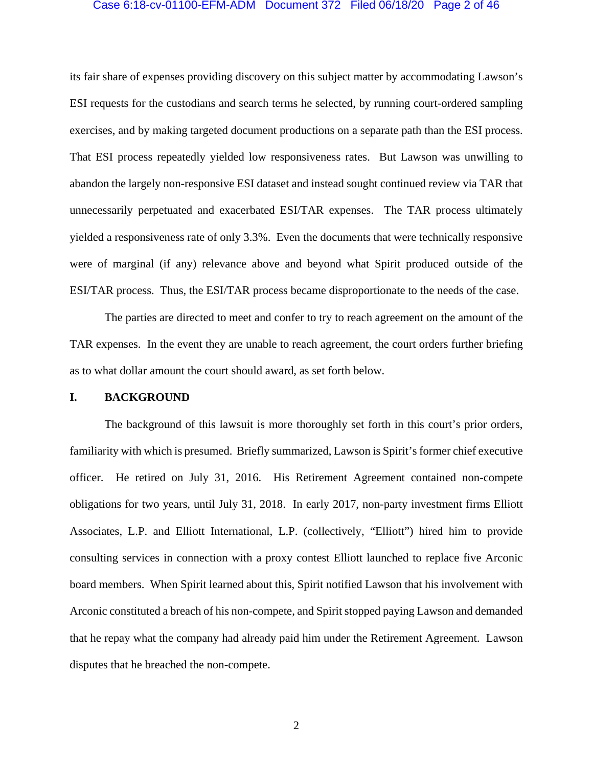its fair share of expenses providing discovery on this subject matter by accommodating Lawson's ESI requests for the custodians and search terms he selected, by running court-ordered sampling exercises, and by making targeted document productions on a separate path than the ESI process. That ESI process repeatedly yielded low responsiveness rates. But Lawson was unwilling to abandon the largely non-responsive ESI dataset and instead sought continued review via TAR that unnecessarily perpetuated and exacerbated ESI/TAR expenses. The TAR process ultimately yielded a responsiveness rate of only 3.3%. Even the documents that were technically responsive were of marginal (if any) relevance above and beyond what Spirit produced outside of the ESI/TAR process. Thus, the ESI/TAR process became disproportionate to the needs of the case.

The parties are directed to meet and confer to try to reach agreement on the amount of the TAR expenses. In the event they are unable to reach agreement, the court orders further briefing as to what dollar amount the court should award, as set forth below.

## I. BACKGROUND

The background of this lawsuit is more thoroughly set forth in this court's prior orders, familiarity with which is presumed. Briefly summarized, Lawson is Spirit's former chief executive officer. He retired on July 31, 2016. His Retirement Agreement contained non-compete obligations for two years, until July 31, 2018. In early 2017, non-party investment firms Elliott Associates, L.P. and Elliott International, L.P. (collectively, "Elliott") hired him to provide consulting services in connection with a proxy contest Elliott launched to replace five Arconic board members. When Spirit learned about this, Spirit notified Lawson that his involvement with Arconic constituted a breach of his non-compete, and Spirit stopped paying Lawson and demanded that he repay what the company had already paid him under the Retirement Agreement. Lawson disputes that he breached the non-compete.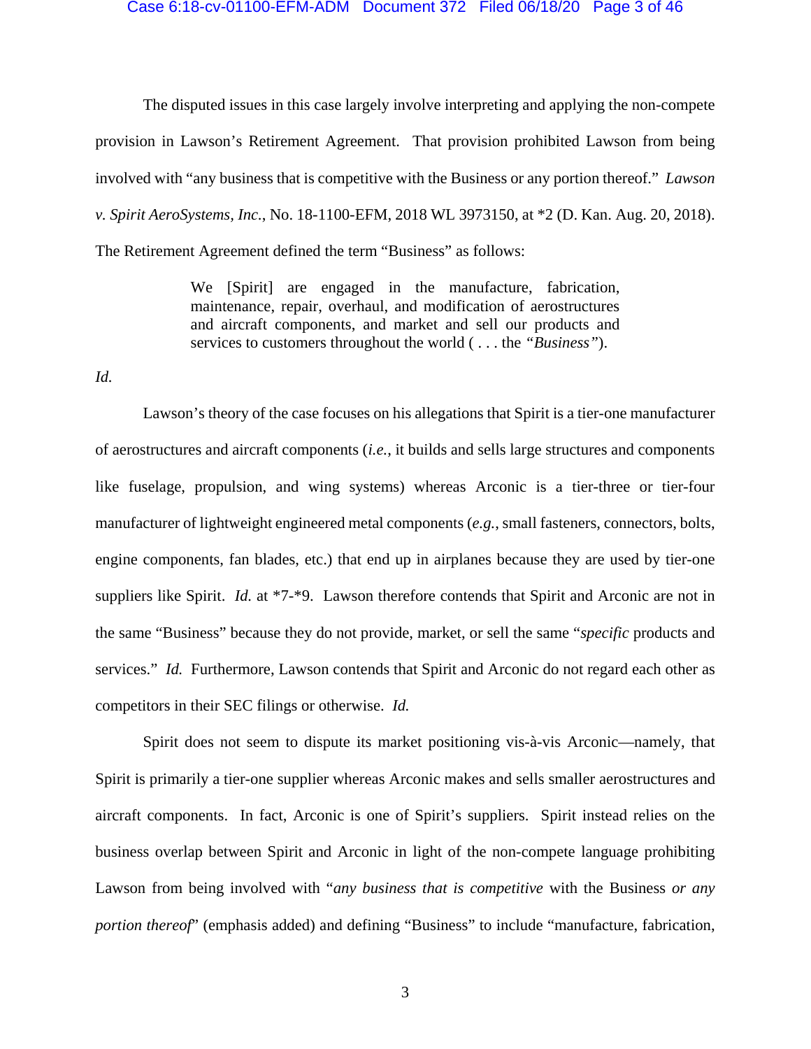The disputed issues in this case largely involve interpreting and applying the non-compete provision in Lawson's Retirement Agreement. That provision prohibited Lawson from being involved with "any business that is competitive with the Business or any portion thereof." *Lawson v. Spirit AeroSystems, Inc.*, No. 18-1100-EFM, 2018 WL 3973150, at *2 (D. Kan. Aug. 20, 2018). The Retirement Agreement defined the term "Business" as follows:

> We [Spirit] are engaged in the manufacture, fabrication, maintenance, repair, overhaul, and modification of aerostructures and aircraft components, and market and sell our products and services to customers throughout the world ( . . . the *"Business"*).

*Id.*

Lawson's theory of the case focuses on his allegations that Spirit is a tier-one manufacturer of aerostructures and aircraft components (*i.e.*, it builds and sells large structures and components like fuselage, propulsion, and wing systems) whereas Arconic is a tier-three or tier-four manufacturer of lightweight engineered metal components (*e.g.*, small fasteners, connectors, bolts, engine components, fan blades, etc.) that end up in airplanes because they are used by tier-one suppliers like Spirit. *Id.* at *7-*9. Lawson therefore contends that Spirit and Arconic are not in the same "Business" because they do not provide, market, or sell the same "*specific* products and services." *Id.* Furthermore, Lawson contends that Spirit and Arconic do not regard each other as competitors in their SEC filings or otherwise. *Id.*

Spirit does not seem to dispute its market positioning vis-à-vis Arconic—namely, that Spirit is primarily a tier-one supplier whereas Arconic makes and sells smaller aerostructures and aircraft components. In fact, Arconic is one of Spirit's suppliers. Spirit instead relies on the business overlap between Spirit and Arconic in light of the non-compete language prohibiting Lawson from being involved with "*any business that is competitive* with the Business *or any portion thereof*" (emphasis added) and defining "Business" to include "manufacture, fabrication,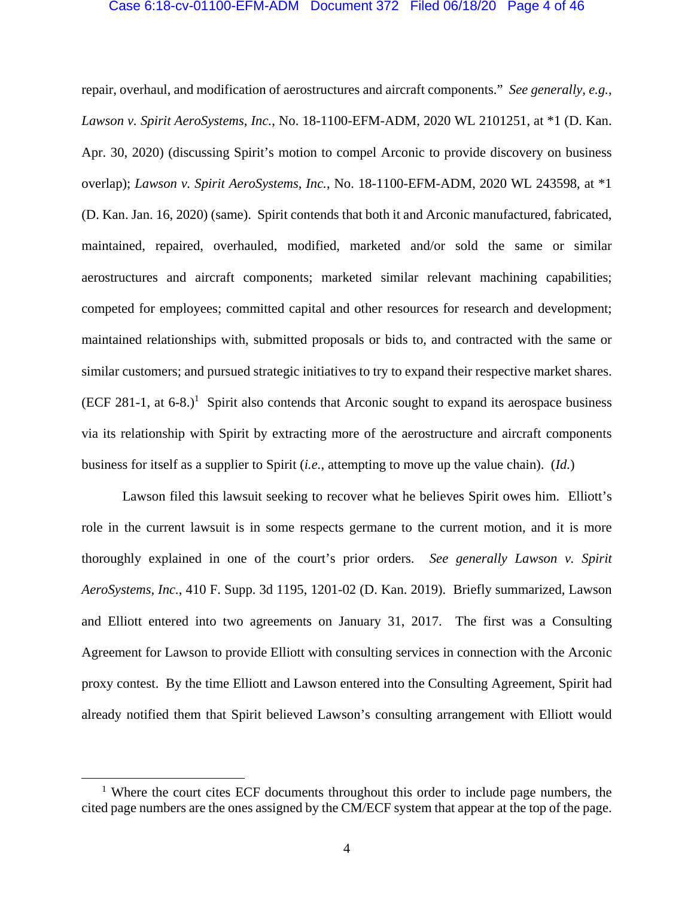repair, overhaul, and modification of aerostructures and aircraft components." *See generally, e.g.*, *Lawson v. Spirit AeroSystems, Inc.*, No. 18-1100-EFM-ADM, 2020 WL 2101251, at *1 (D. Kan. Apr. 30, 2020) (discussing Spirit's motion to compel Arconic to provide discovery on business overlap); *Lawson v. Spirit AeroSystems, Inc.*, No. 18-1100-EFM-ADM, 2020 WL 243598, at *1 (D. Kan. Jan. 16, 2020) (same). Spirit contends that both it and Arconic manufactured, fabricated, maintained, repaired, overhauled, modified, marketed and/or sold the same or similar aerostructures and aircraft components; marketed similar relevant machining capabilities; competed for employees; committed capital and other resources for research and development; maintained relationships with, submitted proposals or bids to, and contracted with the same or similar customers; and pursued strategic initiatives to try to expand their respective market shares. (ECF 281-1, at 6-8.)[1] Spirit also contends that Arconic sought to expand its aerospace business via its relationship with Spirit by extracting more of the aerostructure and aircraft components business for itself as a supplier to Spirit (*i.e.*, attempting to move up the value chain). (*Id.*)

Lawson filed this lawsuit seeking to recover what he believes Spirit owes him. Elliott's role in the current lawsuit is in some respects germane to the current motion, and it is more thoroughly explained in one of the court's prior orders. *See generally Lawson v. Spirit AeroSystems, Inc.*, 410 F. Supp. 3d 1195, 1201-02 (D. Kan. 2019). Briefly summarized, Lawson and Elliott entered into two agreements on January 31, 2017. The first was a Consulting Agreement for Lawson to provide Elliott with consulting services in connection with the Arconic proxy contest. By the time Elliott and Lawson entered into the Consulting Agreement, Spirit had already notified them that Spirit believed Lawson's consulting arrangement with Elliott would

---

[1] Where the court cites ECF documents throughout this order to include page numbers, the cited page numbers are the ones assigned by the CM/ECF system that appear at the top of the page.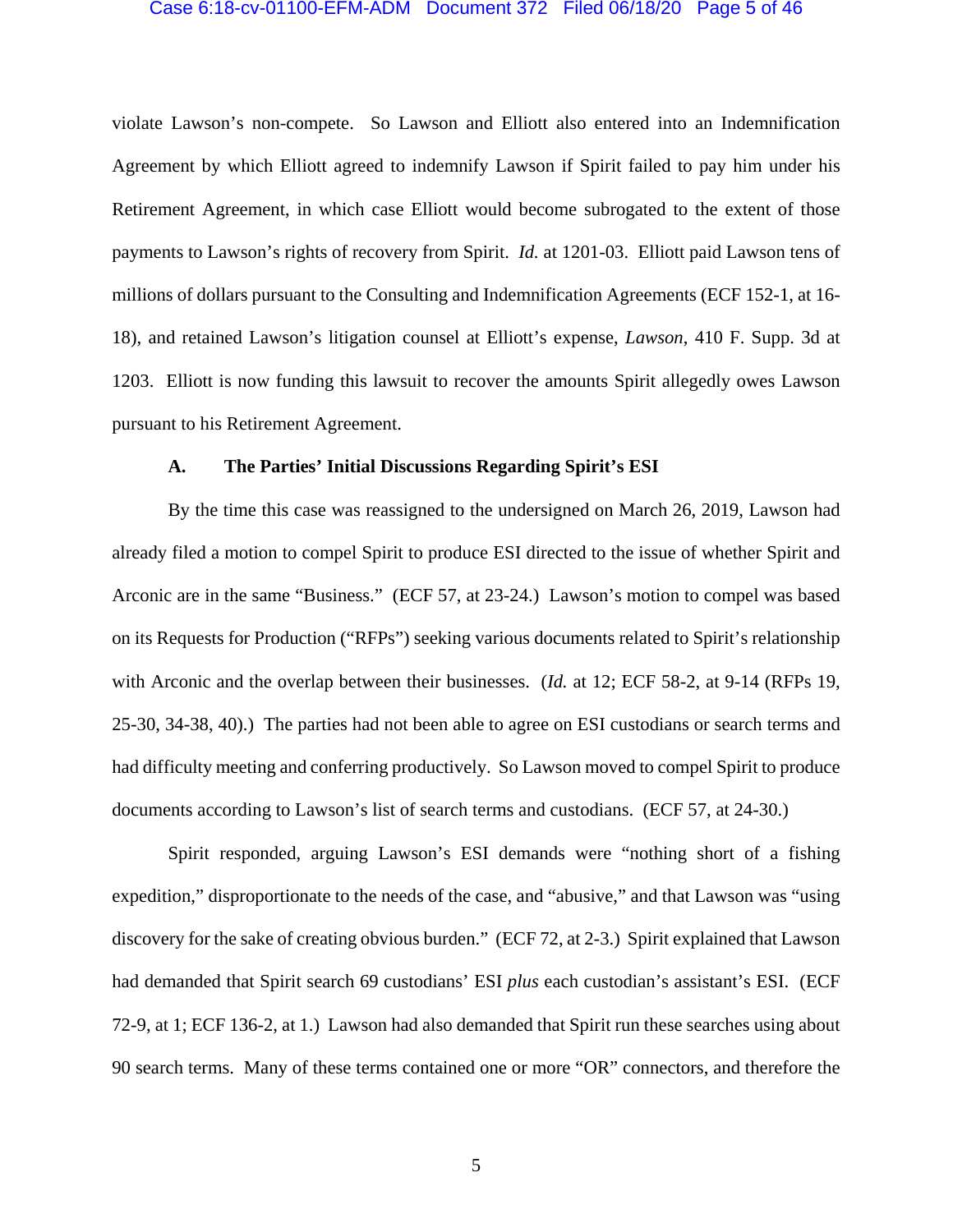violate Lawson's non-compete. So Lawson and Elliott also entered into an Indemnification Agreement by which Elliott agreed to indemnify Lawson if Spirit failed to pay him under his Retirement Agreement, in which case Elliott would become subrogated to the extent of those payments to Lawson's rights of recovery from Spirit. *Id.* at 1201-03. Elliott paid Lawson tens of millions of dollars pursuant to the Consulting and Indemnification Agreements (ECF 152-1, at 16-18), and retained Lawson's litigation counsel at Elliott's expense, *Lawson*, 410 F. Supp. 3d at 1203. Elliott is now funding this lawsuit to recover the amounts Spirit allegedly owes Lawson pursuant to his Retirement Agreement.

### A. The Parties' Initial Discussions Regarding Spirit's ESI

By the time this case was reassigned to the undersigned on March 26, 2019, Lawson had already filed a motion to compel Spirit to produce ESI directed to the issue of whether Spirit and Arconic are in the same "Business." (ECF 57, at 23-24.) Lawson's motion to compel was based on its Requests for Production ("RFPs") seeking various documents related to Spirit's relationship with Arconic and the overlap between their businesses. (*Id.* at 12; ECF 58-2, at 9-14 (RFPs 19, 25-30, 34-38, 40).) The parties had not been able to agree on ESI custodians or search terms and had difficulty meeting and conferring productively. So Lawson moved to compel Spirit to produce documents according to Lawson's list of search terms and custodians. (ECF 57, at 24-30.)

Spirit responded, arguing Lawson's ESI demands were "nothing short of a fishing expedition," disproportionate to the needs of the case, and "abusive," and that Lawson was "using discovery for the sake of creating obvious burden." (ECF 72, at 2-3.) Spirit explained that Lawson had demanded that Spirit search 69 custodians' ESI *plus* each custodian's assistant's ESI. (ECF 72-9, at 1; ECF 136-2, at 1.) Lawson had also demanded that Spirit run these searches using about 90 search terms. Many of these terms contained one or more "OR" connectors, and therefore the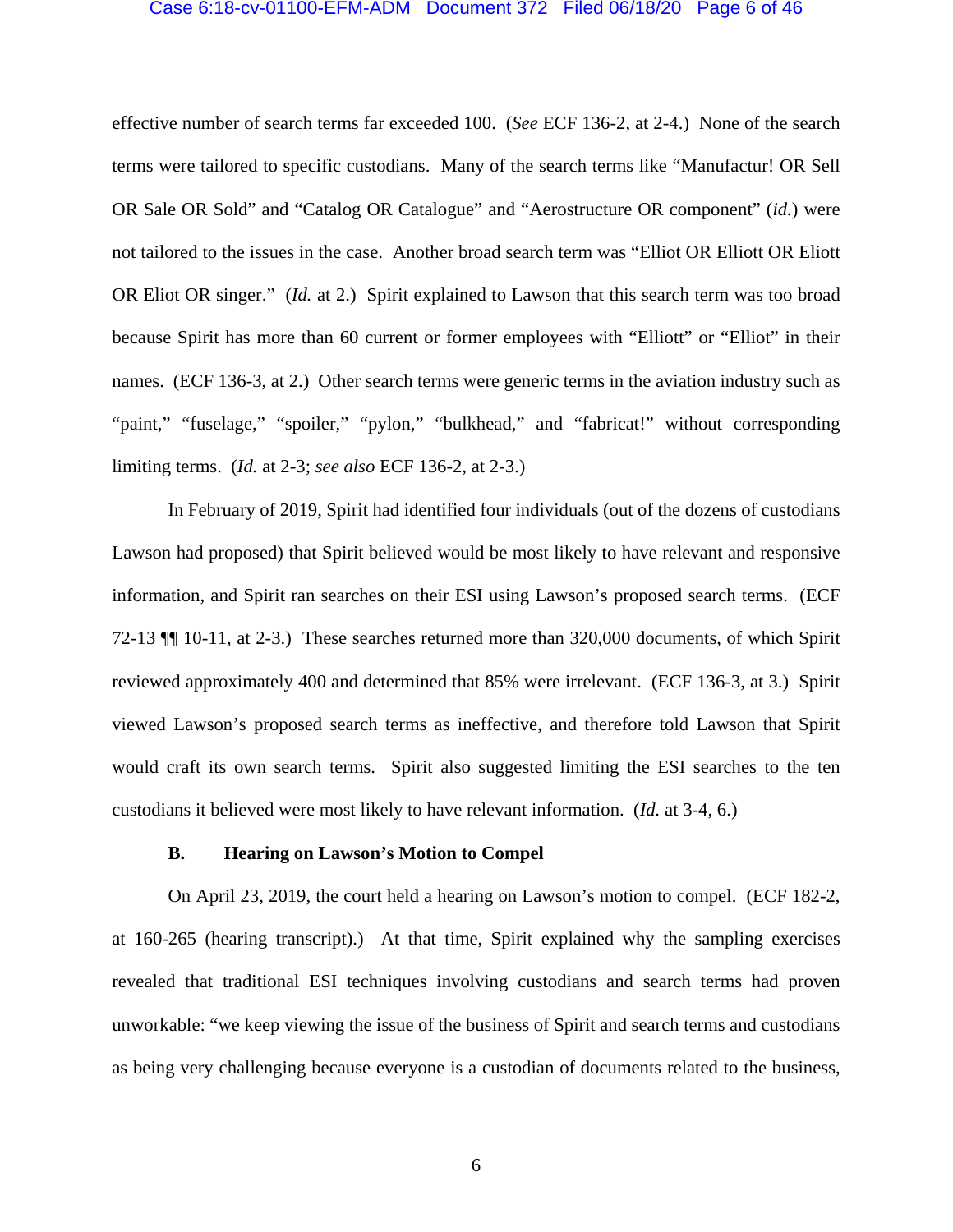effective number of search terms far exceeded 100. (*See* ECF 136-2, at 2-4.) None of the search terms were tailored to specific custodians. Many of the search terms like "Manufactur! OR Sell OR Sale OR Sold" and "Catalog OR Catalogue" and "Aerostructure OR component" (*id.*) were not tailored to the issues in the case. Another broad search term was "Elliot OR Elliott OR Eliott OR Eliot OR singer." (*Id.* at 2.) Spirit explained to Lawson that this search term was too broad because Spirit has more than 60 current or former employees with "Elliott" or "Elliot" in their names. (ECF 136-3, at 2.) Other search terms were generic terms in the aviation industry such as "paint," "fuselage," "spoiler," "pylon," "bulkhead," and "fabricat!" without corresponding limiting terms. (*Id.* at 2-3; *see also* ECF 136-2, at 2-3.)

In February of 2019, Spirit had identified four individuals (out of the dozens of custodians Lawson had proposed) that Spirit believed would be most likely to have relevant and responsive information, and Spirit ran searches on their ESI using Lawson's proposed search terms. (ECF 72-13 ¶¶ 10-11, at 2-3.) These searches returned more than 320,000 documents, of which Spirit reviewed approximately 400 and determined that 85% were irrelevant. (ECF 136-3, at 3.) Spirit viewed Lawson's proposed search terms as ineffective, and therefore told Lawson that Spirit would craft its own search terms. Spirit also suggested limiting the ESI searches to the ten custodians it believed were most likely to have relevant information. (*Id.* at 3-4, 6.)

### B. Hearing on Lawson's Motion to Compel

On April 23, 2019, the court held a hearing on Lawson's motion to compel. (ECF 182-2, at 160-265 (hearing transcript).) At that time, Spirit explained why the sampling exercises revealed that traditional ESI techniques involving custodians and search terms had proven unworkable: "we keep viewing the issue of the business of Spirit and search terms and custodians as being very challenging because everyone is a custodian of documents related to the business,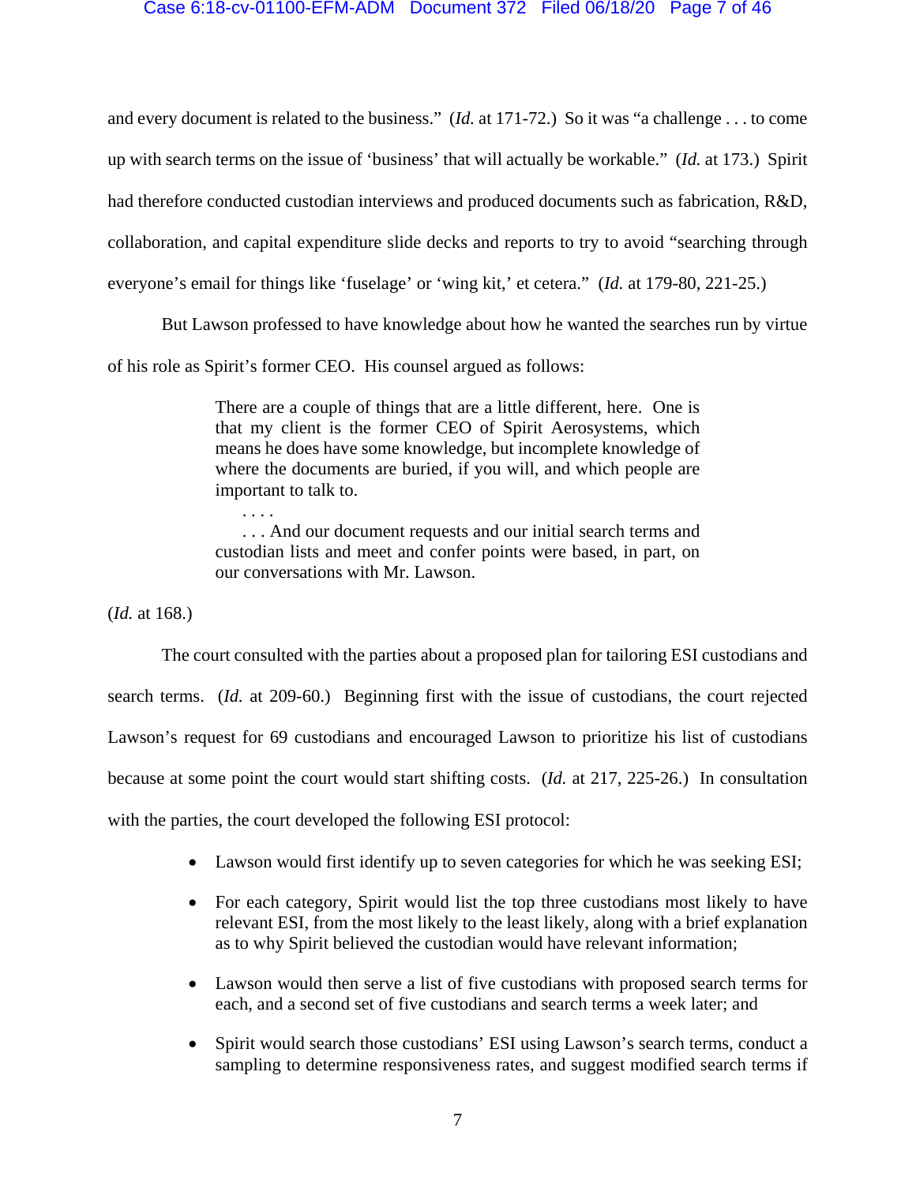and every document is related to the business." (*Id.* at 171-72.) So it was "a challenge . . . to come up with search terms on the issue of 'business' that will actually be workable." (*Id.* at 173.) Spirit had therefore conducted custodian interviews and produced documents such as fabrication, R&D, collaboration, and capital expenditure slide decks and reports to try to avoid "searching through everyone's email for things like 'fuselage' or 'wing kit,' et cetera." (*Id.* at 179-80, 221-25.)

But Lawson professed to have knowledge about how he wanted the searches run by virtue of his role as Spirit's former CEO. His counsel argued as follows:

> There are a couple of things that are a little different, here. One is that my client is the former CEO of Spirit Aerosystems, which means he does have some knowledge, but incomplete knowledge of where the documents are buried, if you will, and which people are important to talk to.
>
> . . . .
>
> . . . And our document requests and our initial search terms and custodian lists and meet and confer points were based, in part, on our conversations with Mr. Lawson.

(*Id.* at 168.)

The court consulted with the parties about a proposed plan for tailoring ESI custodians and search terms. (*Id.* at 209-60.) Beginning first with the issue of custodians, the court rejected Lawson's request for 69 custodians and encouraged Lawson to prioritize his list of custodians because at some point the court would start shifting costs. (*Id.* at 217, 225-26.) In consultation with the parties, the court developed the following ESI protocol:

- Lawson would first identify up to seven categories for which he was seeking ESI;
- For each category, Spirit would list the top three custodians most likely to have relevant ESI, from the most likely to the least likely, along with a brief explanation as to why Spirit believed the custodian would have relevant information;
- Lawson would then serve a list of five custodians with proposed search terms for each, and a second set of five custodians and search terms a week later; and
- Spirit would search those custodians' ESI using Lawson's search terms, conduct a sampling to determine responsiveness rates, and suggest modified search terms if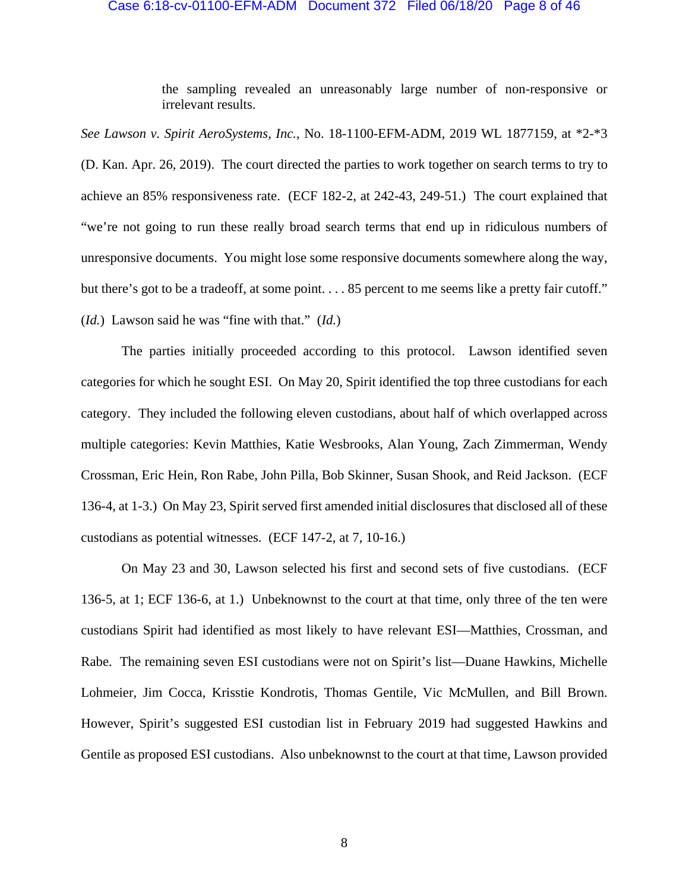> the sampling revealed an unreasonably large number of non-responsive or irrelevant results.

*See Lawson v. Spirit AeroSystems, Inc.*, No. 18-1100-EFM-ADM, 2019 WL 1877159, at *2-*3 (D. Kan. Apr. 26, 2019). The court directed the parties to work together on search terms to try to achieve an 85% responsiveness rate. (ECF 182-2, at 242-43, 249-51.) The court explained that "we're not going to run these really broad search terms that end up in ridiculous numbers of unresponsive documents. You might lose some responsive documents somewhere along the way, but there's got to be a tradeoff, at some point. . . . 85 percent to me seems like a pretty fair cutoff." (*Id.*) Lawson said he was "fine with that." (*Id.*)

The parties initially proceeded according to this protocol. Lawson identified seven categories for which he sought ESI. On May 20, Spirit identified the top three custodians for each category. They included the following eleven custodians, about half of which overlapped across multiple categories: Kevin Matthies, Katie Wesbrooks, Alan Young, Zach Zimmerman, Wendy Crossman, Eric Hein, Ron Rabe, John Pilla, Bob Skinner, Susan Shook, and Reid Jackson. (ECF 136-4, at 1-3.) On May 23, Spirit served first amended initial disclosures that disclosed all of these custodians as potential witnesses. (ECF 147-2, at 7, 10-16.)

On May 23 and 30, Lawson selected his first and second sets of five custodians. (ECF 136-5, at 1; ECF 136-6, at 1.) Unbeknownst to the court at that time, only three of the ten were custodians Spirit had identified as most likely to have relevant ESI—Matthies, Crossman, and Rabe. The remaining seven ESI custodians were not on Spirit's list—Duane Hawkins, Michelle Lohmeier, Jim Cocca, Krisstie Kondrotis, Thomas Gentile, Vic McMullen, and Bill Brown. However, Spirit's suggested ESI custodian list in February 2019 had suggested Hawkins and Gentile as proposed ESI custodians. Also unbeknownst to the court at that time, Lawson provided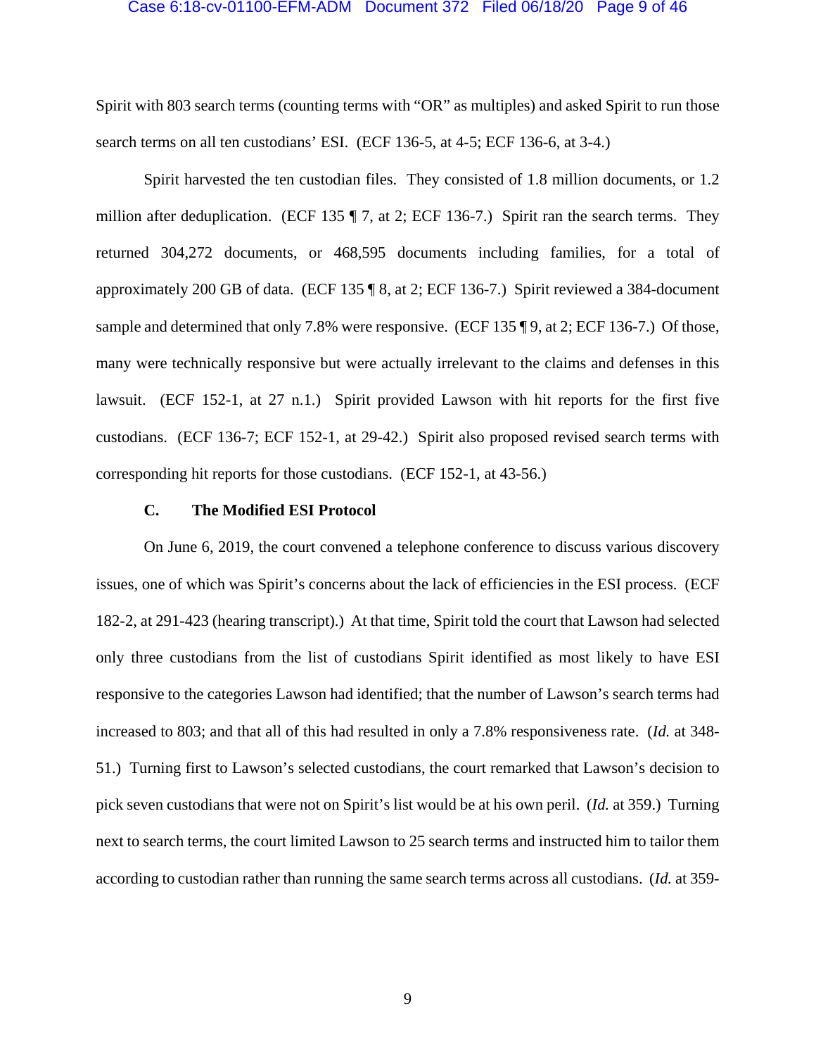Spirit with 803 search terms (counting terms with "OR" as multiples) and asked Spirit to run those search terms on all ten custodians' ESI. (ECF 136-5, at 4-5; ECF 136-6, at 3-4.)

Spirit harvested the ten custodian files. They consisted of 1.8 million documents, or 1.2 million after deduplication. (ECF 135 ¶ 7, at 2; ECF 136-7.) Spirit ran the search terms. They returned 304,272 documents, or 468,595 documents including families, for a total of approximately 200 GB of data. (ECF 135 ¶ 8, at 2; ECF 136-7.) Spirit reviewed a 384-document sample and determined that only 7.8% were responsive. (ECF 135 ¶ 9, at 2; ECF 136-7.) Of those, many were technically responsive but were actually irrelevant to the claims and defenses in this lawsuit. (ECF 152-1, at 27 n.1.) Spirit provided Lawson with hit reports for the first five custodians. (ECF 136-7; ECF 152-1, at 29-42.) Spirit also proposed revised search terms with corresponding hit reports for those custodians. (ECF 152-1, at 43-56.)

### C. The Modified ESI Protocol

On June 6, 2019, the court convened a telephone conference to discuss various discovery issues, one of which was Spirit's concerns about the lack of efficiencies in the ESI process. (ECF 182-2, at 291-423 (hearing transcript).) At that time, Spirit told the court that Lawson had selected only three custodians from the list of custodians Spirit identified as most likely to have ESI responsive to the categories Lawson had identified; that the number of Lawson's search terms had increased to 803; and that all of this had resulted in only a 7.8% responsiveness rate. (*Id.* at 348-51.) Turning first to Lawson's selected custodians, the court remarked that Lawson's decision to pick seven custodians that were not on Spirit's list would be at his own peril. (*Id.* at 359.) Turning next to search terms, the court limited Lawson to 25 search terms and instructed him to tailor them according to custodian rather than running the same search terms across all custodians. (*Id.* at 359-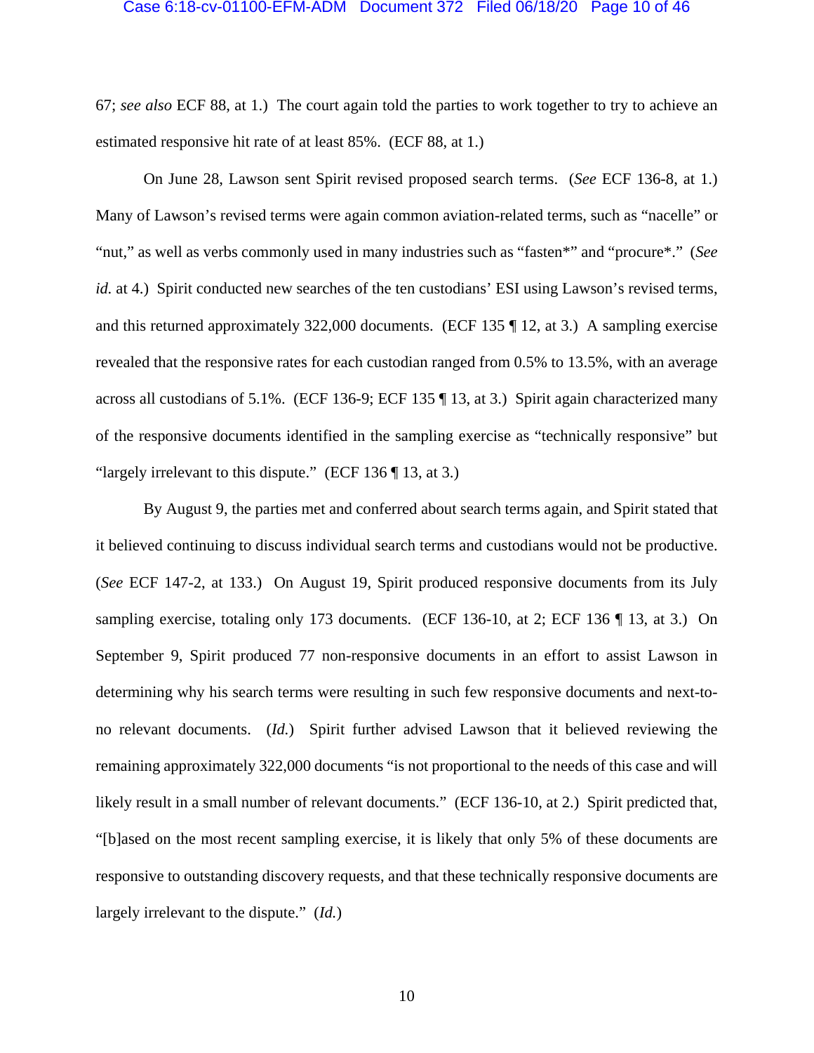67; *see also* ECF 88, at 1.) The court again told the parties to work together to try to achieve an estimated responsive hit rate of at least 85%. (ECF 88, at 1.)

On June 28, Lawson sent Spirit revised proposed search terms. (*See* ECF 136-8, at 1.) Many of Lawson's revised terms were again common aviation-related terms, such as "nacelle" or "nut," as well as verbs commonly used in many industries such as "fasten*" and "procure*." (*See id.* at 4.) Spirit conducted new searches of the ten custodians' ESI using Lawson's revised terms, and this returned approximately 322,000 documents. (ECF 135 ¶ 12, at 3.) A sampling exercise revealed that the responsive rates for each custodian ranged from 0.5% to 13.5%, with an average across all custodians of 5.1%. (ECF 136-9; ECF 135 ¶ 13, at 3.) Spirit again characterized many of the responsive documents identified in the sampling exercise as "technically responsive" but "largely irrelevant to this dispute." (ECF 136 ¶ 13, at 3.)

By August 9, the parties met and conferred about search terms again, and Spirit stated that it believed continuing to discuss individual search terms and custodians would not be productive. (*See* ECF 147-2, at 133.) On August 19, Spirit produced responsive documents from its July sampling exercise, totaling only 173 documents. (ECF 136-10, at 2; ECF 136 ¶ 13, at 3.) On September 9, Spirit produced 77 non-responsive documents in an effort to assist Lawson in determining why his search terms were resulting in such few responsive documents and next-to-no relevant documents. (*Id.*) Spirit further advised Lawson that it believed reviewing the remaining approximately 322,000 documents "is not proportional to the needs of this case and will likely result in a small number of relevant documents." (ECF 136-10, at 2.) Spirit predicted that, "[b]ased on the most recent sampling exercise, it is likely that only 5% of these documents are responsive to outstanding discovery requests, and that these technically responsive documents are largely irrelevant to the dispute." (*Id.*)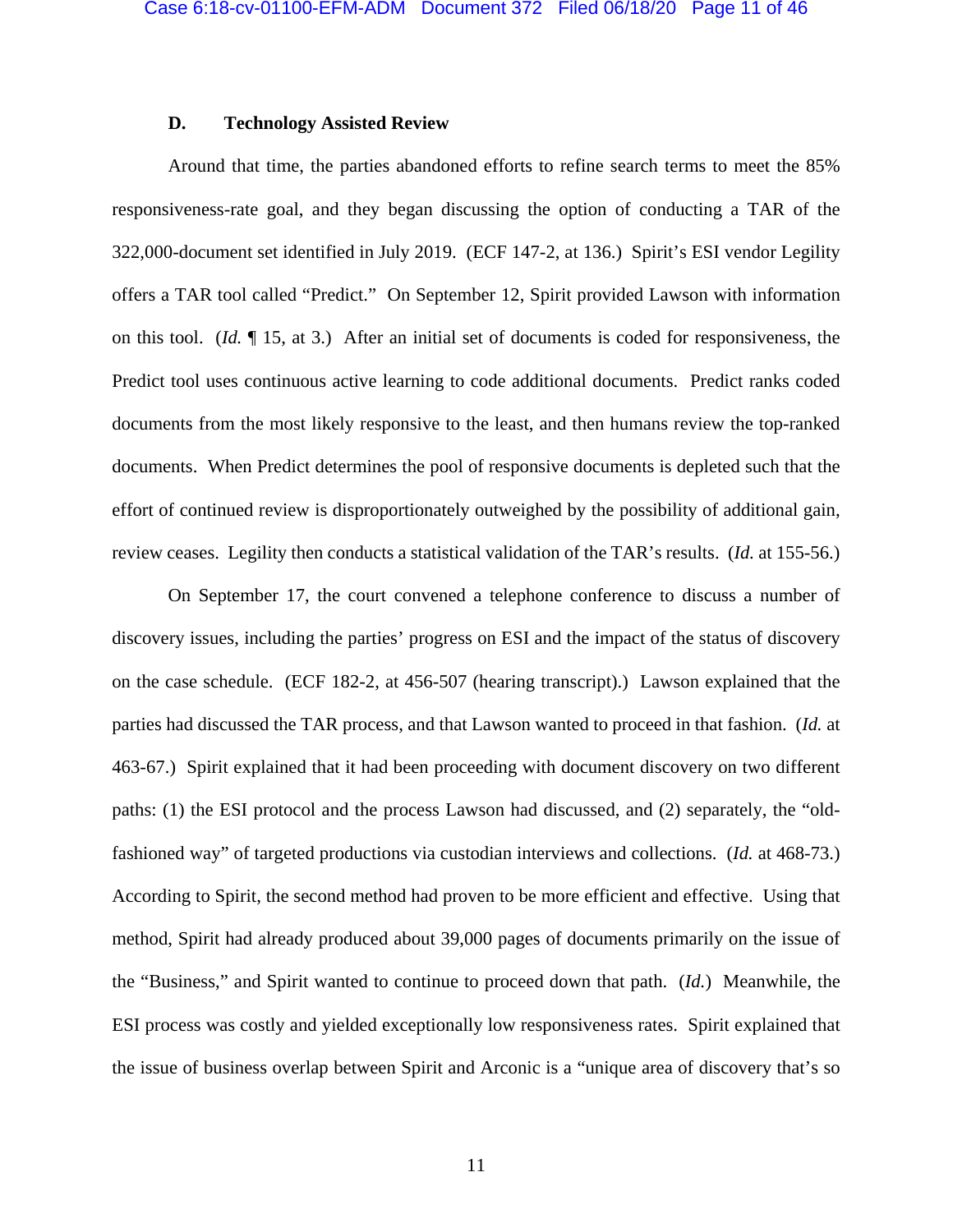### D. Technology Assisted Review

Around that time, the parties abandoned efforts to refine search terms to meet the 85% responsiveness-rate goal, and they began discussing the option of conducting a TAR of the 322,000-document set identified in July 2019. (ECF 147-2, at 136.) Spirit's ESI vendor Legility offers a TAR tool called "Predict." On September 12, Spirit provided Lawson with information on this tool. (*Id.* ¶ 15, at 3.) After an initial set of documents is coded for responsiveness, the Predict tool uses continuous active learning to code additional documents. Predict ranks coded documents from the most likely responsive to the least, and then humans review the top-ranked documents. When Predict determines the pool of responsive documents is depleted such that the effort of continued review is disproportionately outweighed by the possibility of additional gain, review ceases. Legility then conducts a statistical validation of the TAR's results. (*Id.* at 155-56.)

On September 17, the court convened a telephone conference to discuss a number of discovery issues, including the parties' progress on ESI and the impact of the status of discovery on the case schedule. (ECF 182-2, at 456-507 (hearing transcript).) Lawson explained that the parties had discussed the TAR process, and that Lawson wanted to proceed in that fashion. (*Id.* at 463-67.) Spirit explained that it had been proceeding with document discovery on two different paths: (1) the ESI protocol and the process Lawson had discussed, and (2) separately, the "old-fashioned way" of targeted productions via custodian interviews and collections. (*Id.* at 468-73.) According to Spirit, the second method had proven to be more efficient and effective. Using that method, Spirit had already produced about 39,000 pages of documents primarily on the issue of the "Business," and Spirit wanted to continue to proceed down that path. (*Id.*) Meanwhile, the ESI process was costly and yielded exceptionally low responsiveness rates. Spirit explained that the issue of business overlap between Spirit and Arconic is a "unique area of discovery that's so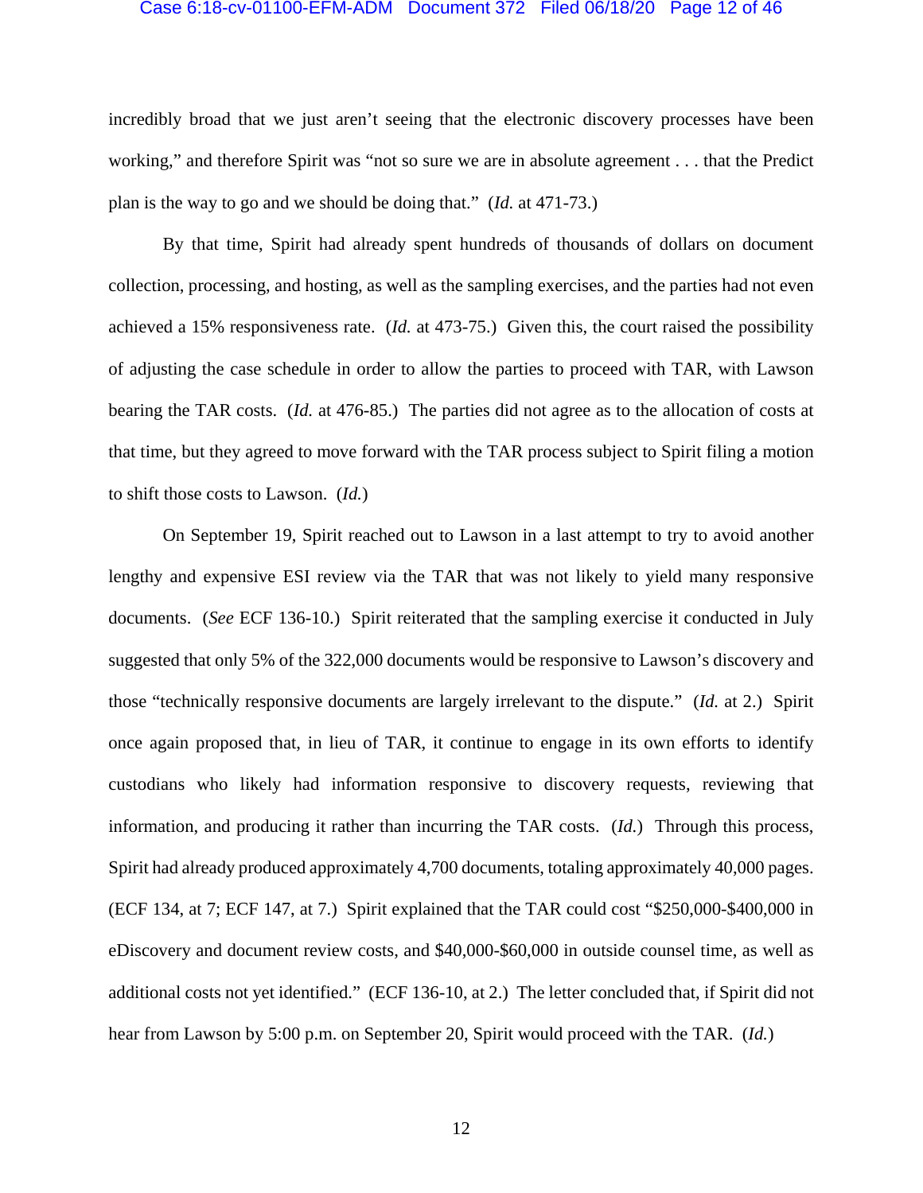incredibly broad that we just aren't seeing that the electronic discovery processes have been working," and therefore Spirit was "not so sure we are in absolute agreement . . . that the Predict plan is the way to go and we should be doing that." (*Id.* at 471-73.)

By that time, Spirit had already spent hundreds of thousands of dollars on document collection, processing, and hosting, as well as the sampling exercises, and the parties had not even achieved a 15% responsiveness rate. (*Id.* at 473-75.) Given this, the court raised the possibility of adjusting the case schedule in order to allow the parties to proceed with TAR, with Lawson bearing the TAR costs. (*Id.* at 476-85.) The parties did not agree as to the allocation of costs at that time, but they agreed to move forward with the TAR process subject to Spirit filing a motion to shift those costs to Lawson. (*Id.*)

On September 19, Spirit reached out to Lawson in a last attempt to try to avoid another lengthy and expensive ESI review via the TAR that was not likely to yield many responsive documents. (*See* ECF 136-10.) Spirit reiterated that the sampling exercise it conducted in July suggested that only 5% of the 322,000 documents would be responsive to Lawson's discovery and those "technically responsive documents are largely irrelevant to the dispute." (*Id.* at 2.) Spirit once again proposed that, in lieu of TAR, it continue to engage in its own efforts to identify custodians who likely had information responsive to discovery requests, reviewing that information, and producing it rather than incurring the TAR costs. (*Id.*) Through this process, Spirit had already produced approximately 4,700 documents, totaling approximately 40,000 pages. (ECF 134, at 7; ECF 147, at 7.) Spirit explained that the TAR could cost "$250,000-$400,000 in eDiscovery and document review costs, and $40,000-$60,000 in outside counsel time, as well as additional costs not yet identified." (ECF 136-10, at 2.) The letter concluded that, if Spirit did not hear from Lawson by 5:00 p.m. on September 20, Spirit would proceed with the TAR. (*Id.*)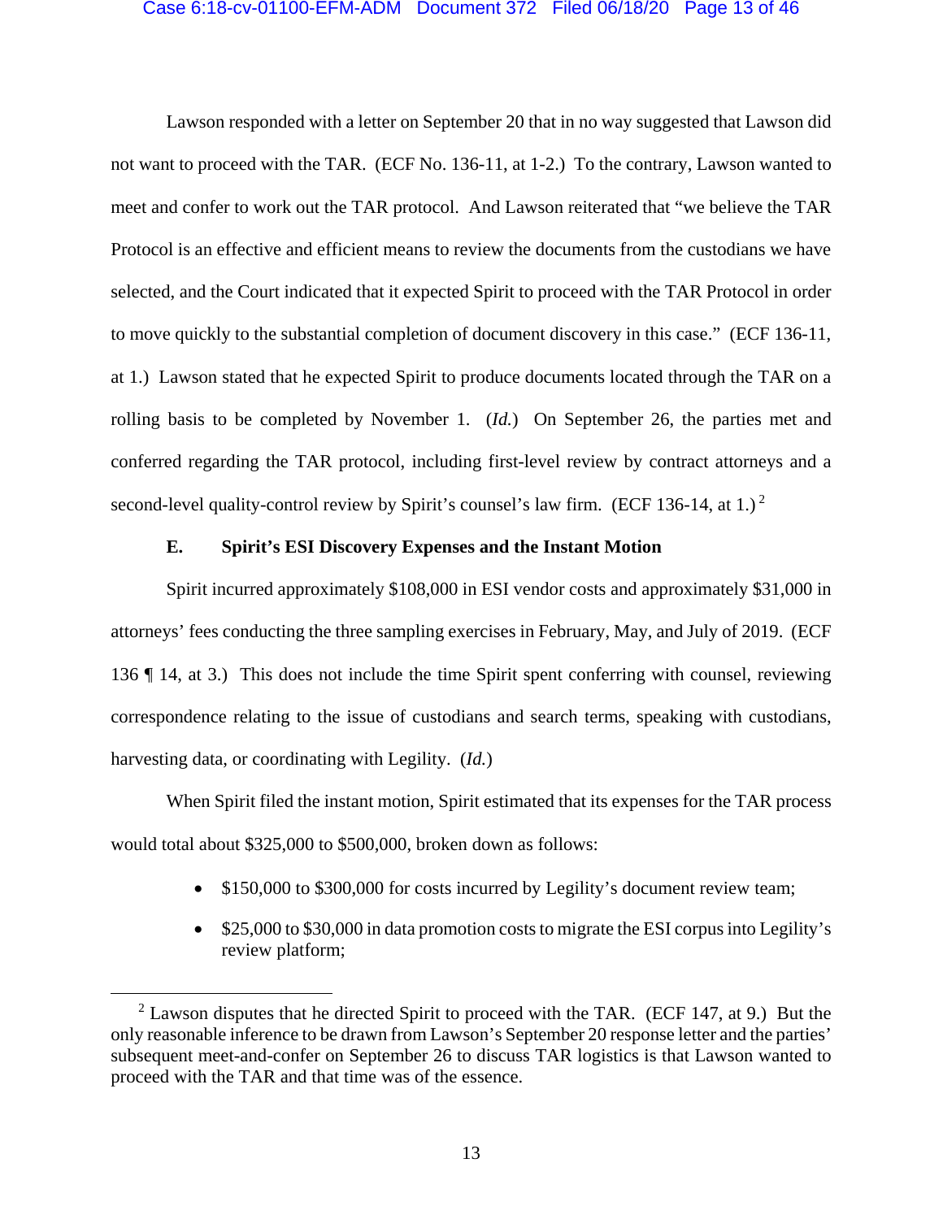Lawson responded with a letter on September 20 that in no way suggested that Lawson did not want to proceed with the TAR. (ECF No. 136-11, at 1-2.) To the contrary, Lawson wanted to meet and confer to work out the TAR protocol. And Lawson reiterated that "we believe the TAR Protocol is an effective and efficient means to review the documents from the custodians we have selected, and the Court indicated that it expected Spirit to proceed with the TAR Protocol in order to move quickly to the substantial completion of document discovery in this case." (ECF 136-11, at 1.) Lawson stated that he expected Spirit to produce documents located through the TAR on a rolling basis to be completed by November 1. (*Id.*) On September 26, the parties met and conferred regarding the TAR protocol, including first-level review by contract attorneys and a second-level quality-control review by Spirit's counsel's law firm. (ECF 136-14, at 1.)[2]

### E. Spirit's ESI Discovery Expenses and the Instant Motion

Spirit incurred approximately $108,000 in ESI vendor costs and approximately $31,000 in attorneys' fees conducting the three sampling exercises in February, May, and July of 2019. (ECF 136 ¶ 14, at 3.) This does not include the time Spirit spent conferring with counsel, reviewing correspondence relating to the issue of custodians and search terms, speaking with custodians, harvesting data, or coordinating with Legility. (*Id.*)

When Spirit filed the instant motion, Spirit estimated that its expenses for the TAR process would total about $325,000 to $500,000, broken down as follows:

- $150,000 to $300,000 for costs incurred by Legility's document review team;
- $25,000 to $30,000 in data promotion costs to migrate the ESI corpus into Legility's review platform;

---

[2] Lawson disputes that he directed Spirit to proceed with the TAR. (ECF 147, at 9.) But the only reasonable inference to be drawn from Lawson's September 20 response letter and the parties' subsequent meet-and-confer on September 26 to discuss TAR logistics is that Lawson wanted to proceed with the TAR and that time was of the essence.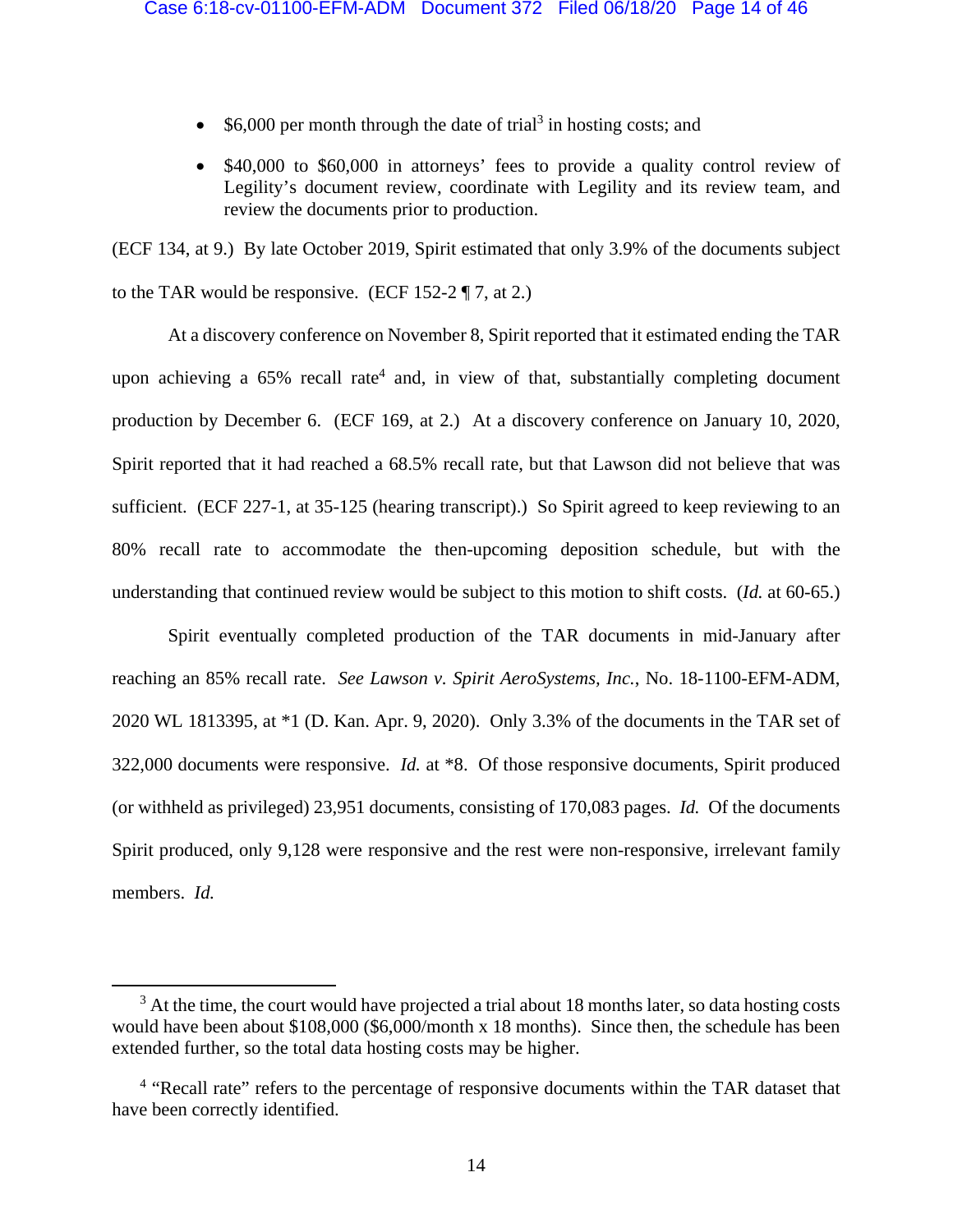- $6,000 per month through the date of trial[3] in hosting costs; and
- $40,000 to $60,000 in attorneys' fees to provide a quality control review of Legility's document review, coordinate with Legility and its review team, and review the documents prior to production.

(ECF 134, at 9.) By late October 2019, Spirit estimated that only 3.9% of the documents subject to the TAR would be responsive. (ECF 152-2 ¶ 7, at 2.)

At a discovery conference on November 8, Spirit reported that it estimated ending the TAR upon achieving a 65% recall rate[4] and, in view of that, substantially completing document production by December 6. (ECF 169, at 2.) At a discovery conference on January 10, 2020, Spirit reported that it had reached a 68.5% recall rate, but that Lawson did not believe that was sufficient. (ECF 227-1, at 35-125 (hearing transcript).) So Spirit agreed to keep reviewing to an 80% recall rate to accommodate the then-upcoming deposition schedule, but with the understanding that continued review would be subject to this motion to shift costs. (*Id.* at 60-65.)

Spirit eventually completed production of the TAR documents in mid-January after reaching an 85% recall rate. *See Lawson v. Spirit AeroSystems, Inc.*, No. 18-1100-EFM-ADM, 2020 WL 1813395, at *1 (D. Kan. Apr. 9, 2020). Only 3.3% of the documents in the TAR set of 322,000 documents were responsive. *Id.* at *8. Of those responsive documents, Spirit produced (or withheld as privileged) 23,951 documents, consisting of 170,083 pages. *Id.* Of the documents Spirit produced, only 9,128 were responsive and the rest were non-responsive, irrelevant family members. *Id.*

---

[3] At the time, the court would have projected a trial about 18 months later, so data hosting costs would have been about $108,000 ($6,000/month x 18 months). Since then, the schedule has been extended further, so the total data hosting costs may be higher.

[4] "Recall rate" refers to the percentage of responsive documents within the TAR dataset that have been correctly identified.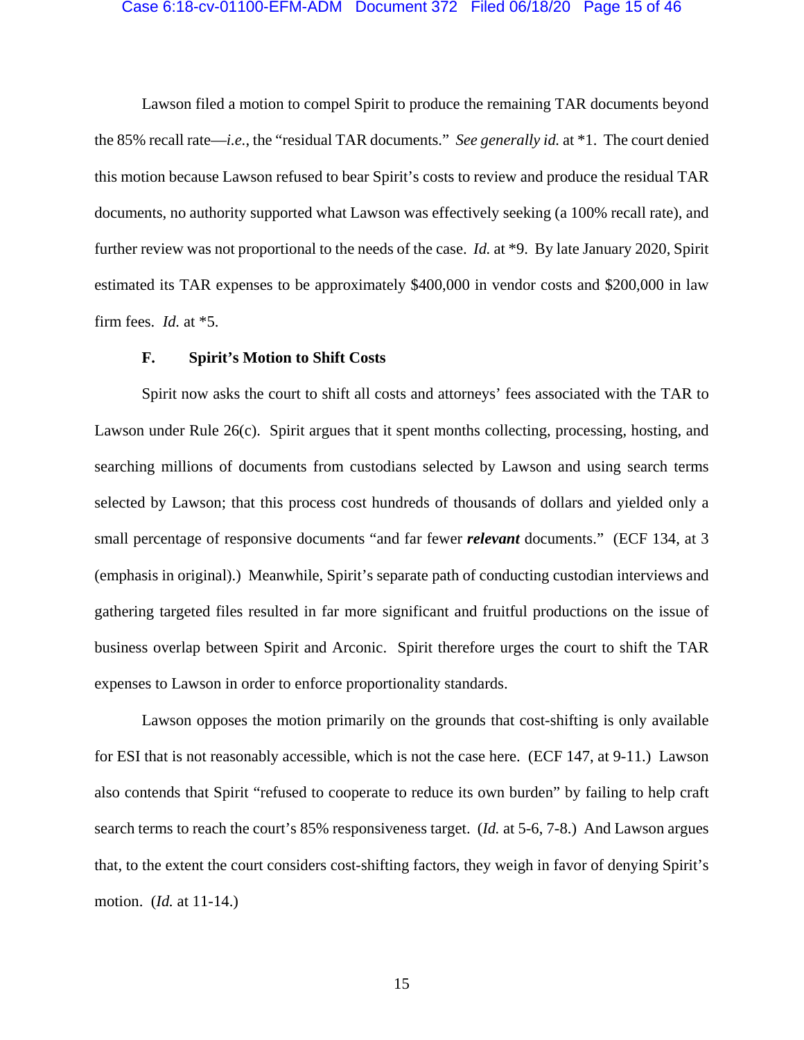Lawson filed a motion to compel Spirit to produce the remaining TAR documents beyond the 85% recall rate—*i.e.*, the "residual TAR documents." *See generally id.* at *1. The court denied this motion because Lawson refused to bear Spirit's costs to review and produce the residual TAR documents, no authority supported what Lawson was effectively seeking (a 100% recall rate), and further review was not proportional to the needs of the case. *Id.* at *9. By late January 2020, Spirit estimated its TAR expenses to be approximately $400,000 in vendor costs and $200,000 in law firm fees. *Id.* at *5.

### F. Spirit's Motion to Shift Costs

Spirit now asks the court to shift all costs and attorneys' fees associated with the TAR to Lawson under Rule 26(c). Spirit argues that it spent months collecting, processing, hosting, and searching millions of documents from custodians selected by Lawson and using search terms selected by Lawson; that this process cost hundreds of thousands of dollars and yielded only a small percentage of responsive documents "and far fewer ***relevant*** documents." (ECF 134, at 3 (emphasis in original).) Meanwhile, Spirit's separate path of conducting custodian interviews and gathering targeted files resulted in far more significant and fruitful productions on the issue of business overlap between Spirit and Arconic. Spirit therefore urges the court to shift the TAR expenses to Lawson in order to enforce proportionality standards.

Lawson opposes the motion primarily on the grounds that cost-shifting is only available for ESI that is not reasonably accessible, which is not the case here. (ECF 147, at 9-11.) Lawson also contends that Spirit "refused to cooperate to reduce its own burden" by failing to help craft search terms to reach the court's 85% responsiveness target. (*Id.* at 5-6, 7-8.) And Lawson argues that, to the extent the court considers cost-shifting factors, they weigh in favor of denying Spirit's motion. (*Id.* at 11-14.)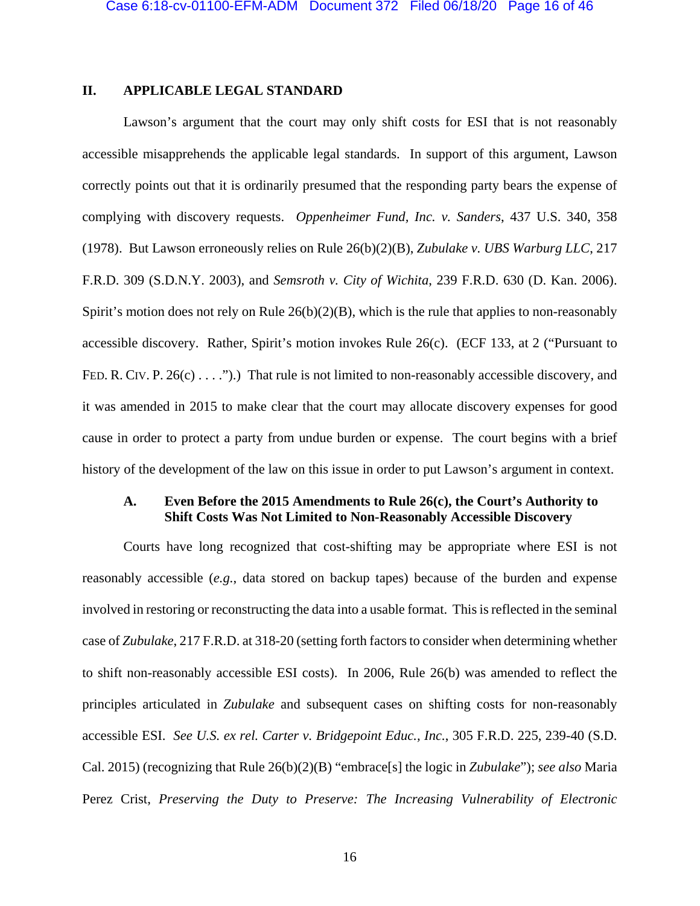## II. APPLICABLE LEGAL STANDARD

Lawson's argument that the court may only shift costs for ESI that is not reasonably accessible misapprehends the applicable legal standards. In support of this argument, Lawson correctly points out that it is ordinarily presumed that the responding party bears the expense of complying with discovery requests. *Oppenheimer Fund, Inc. v. Sanders*, 437 U.S. 340, 358 (1978). But Lawson erroneously relies on Rule 26(b)(2)(B), *Zubulake v. UBS Warburg LLC*, 217 F.R.D. 309 (S.D.N.Y. 2003), and *Semsroth v. City of Wichita*, 239 F.R.D. 630 (D. Kan. 2006). Spirit's motion does not rely on Rule 26(b)(2)(B), which is the rule that applies to non-reasonably accessible discovery. Rather, Spirit's motion invokes Rule 26(c). (ECF 133, at 2 ("Pursuant to FED. R. CIV. P. 26(c) . . . .").) That rule is not limited to non-reasonably accessible discovery, and it was amended in 2015 to make clear that the court may allocate discovery expenses for good cause in order to protect a party from undue burden or expense. The court begins with a brief history of the development of the law on this issue in order to put Lawson's argument in context.

### A. Even Before the 2015 Amendments to Rule 26(c), the Court's Authority to Shift Costs Was Not Limited to Non-Reasonably Accessible Discovery

Courts have long recognized that cost-shifting may be appropriate where ESI is not reasonably accessible (*e.g.*, data stored on backup tapes) because of the burden and expense involved in restoring or reconstructing the data into a usable format. This is reflected in the seminal case of *Zubulake*, 217 F.R.D. at 318-20 (setting forth factors to consider when determining whether to shift non-reasonably accessible ESI costs). In 2006, Rule 26(b) was amended to reflect the principles articulated in *Zubulake* and subsequent cases on shifting costs for non-reasonably accessible ESI. *See U.S. ex rel. Carter v. Bridgepoint Educ., Inc.*, 305 F.R.D. 225, 239-40 (S.D. Cal. 2015) (recognizing that Rule 26(b)(2)(B) "embrace[s] the logic in *Zubulake*"); *see also* Maria Perez Crist, *Preserving the Duty to Preserve: The Increasing Vulnerability of Electronic*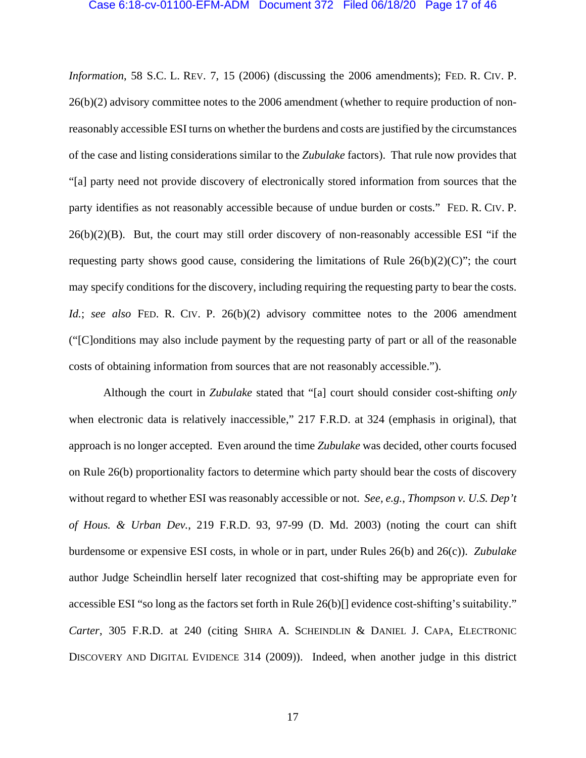*Information*, 58 S.C. L. REV. 7, 15 (2006) (discussing the 2006 amendments); FED. R. CIV. P. 26(b)(2) advisory committee notes to the 2006 amendment (whether to require production of non-reasonably accessible ESI turns on whether the burdens and costs are justified by the circumstances of the case and listing considerations similar to the *Zubulake* factors). That rule now provides that "[a] party need not provide discovery of electronically stored information from sources that the party identifies as not reasonably accessible because of undue burden or costs." FED. R. CIV. P. 26(b)(2)(B). But, the court may still order discovery of non-reasonably accessible ESI "if the requesting party shows good cause, considering the limitations of Rule 26(b)(2)(C)"; the court may specify conditions for the discovery, including requiring the requesting party to bear the costs. *Id.*; *see also* FED. R. CIV. P. 26(b)(2) advisory committee notes to the 2006 amendment ("[C]onditions may also include payment by the requesting party of part or all of the reasonable costs of obtaining information from sources that are not reasonably accessible.").

Although the court in *Zubulake* stated that "[a] court should consider cost-shifting *only* when electronic data is relatively inaccessible," 217 F.R.D. at 324 (emphasis in original), that approach is no longer accepted. Even around the time *Zubulake* was decided, other courts focused on Rule 26(b) proportionality factors to determine which party should bear the costs of discovery without regard to whether ESI was reasonably accessible or not. *See, e.g.*, *Thompson v. U.S. Dep't of Hous. & Urban Dev.*, 219 F.R.D. 93, 97-99 (D. Md. 2003) (noting the court can shift burdensome or expensive ESI costs, in whole or in part, under Rules 26(b) and 26(c)). *Zubulake* author Judge Scheindlin herself later recognized that cost-shifting may be appropriate even for accessible ESI "so long as the factors set forth in Rule 26(b)[] evidence cost-shifting's suitability." *Carter*, 305 F.R.D. at 240 (citing SHIRA A. SCHEINDLIN & DANIEL J. CAPA, ELECTRONIC DISCOVERY AND DIGITAL EVIDENCE 314 (2009)). Indeed, when another judge in this district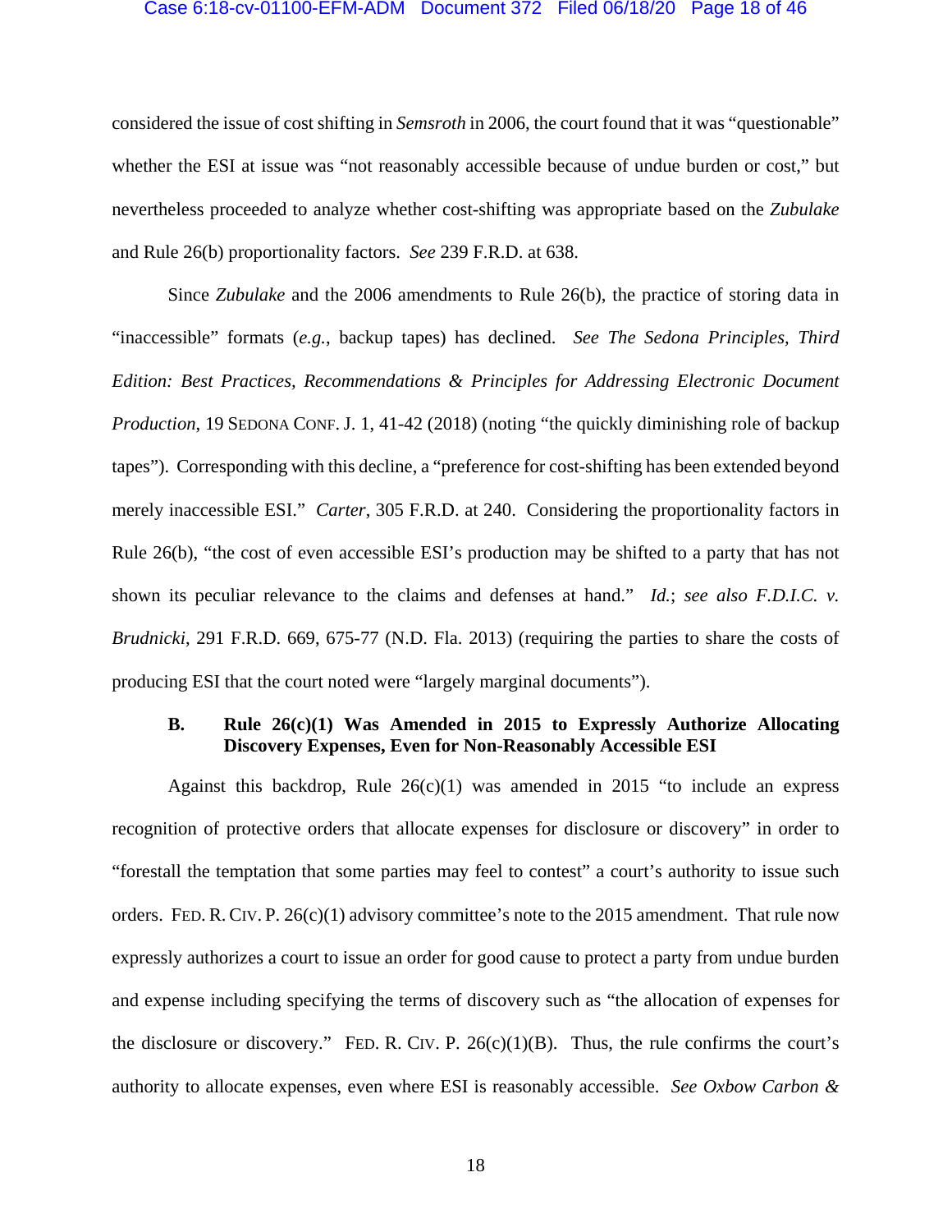considered the issue of cost shifting in *Semsroth* in 2006, the court found that it was "questionable" whether the ESI at issue was "not reasonably accessible because of undue burden or cost," but nevertheless proceeded to analyze whether cost-shifting was appropriate based on the *Zubulake* and Rule 26(b) proportionality factors. *See* 239 F.R.D. at 638.

Since *Zubulake* and the 2006 amendments to Rule 26(b), the practice of storing data in "inaccessible" formats (*e.g.*, backup tapes) has declined. *See The Sedona Principles, Third Edition: Best Practices, Recommendations & Principles for Addressing Electronic Document Production*, 19 SEDONA CONF. J. 1, 41-42 (2018) (noting "the quickly diminishing role of backup tapes"). Corresponding with this decline, a "preference for cost-shifting has been extended beyond merely inaccessible ESI." *Carter*, 305 F.R.D. at 240. Considering the proportionality factors in Rule 26(b), "the cost of even accessible ESI's production may be shifted to a party that has not shown its peculiar relevance to the claims and defenses at hand." *Id.*; *see also F.D.I.C. v. Brudnicki*, 291 F.R.D. 669, 675-77 (N.D. Fla. 2013) (requiring the parties to share the costs of producing ESI that the court noted were "largely marginal documents").

### B. Rule 26(c)(1) Was Amended in 2015 to Expressly Authorize Allocating Discovery Expenses, Even for Non-Reasonably Accessible ESI

Against this backdrop, Rule 26(c)(1) was amended in 2015 "to include an express recognition of protective orders that allocate expenses for disclosure or discovery" in order to "forestall the temptation that some parties may feel to contest" a court's authority to issue such orders. FED. R. CIV. P. 26(c)(1) advisory committee's note to the 2015 amendment. That rule now expressly authorizes a court to issue an order for good cause to protect a party from undue burden and expense including specifying the terms of discovery such as "the allocation of expenses for the disclosure or discovery." FED. R. CIV. P. 26(c)(1)(B). Thus, the rule confirms the court's authority to allocate expenses, even where ESI is reasonably accessible. *See Oxbow Carbon &*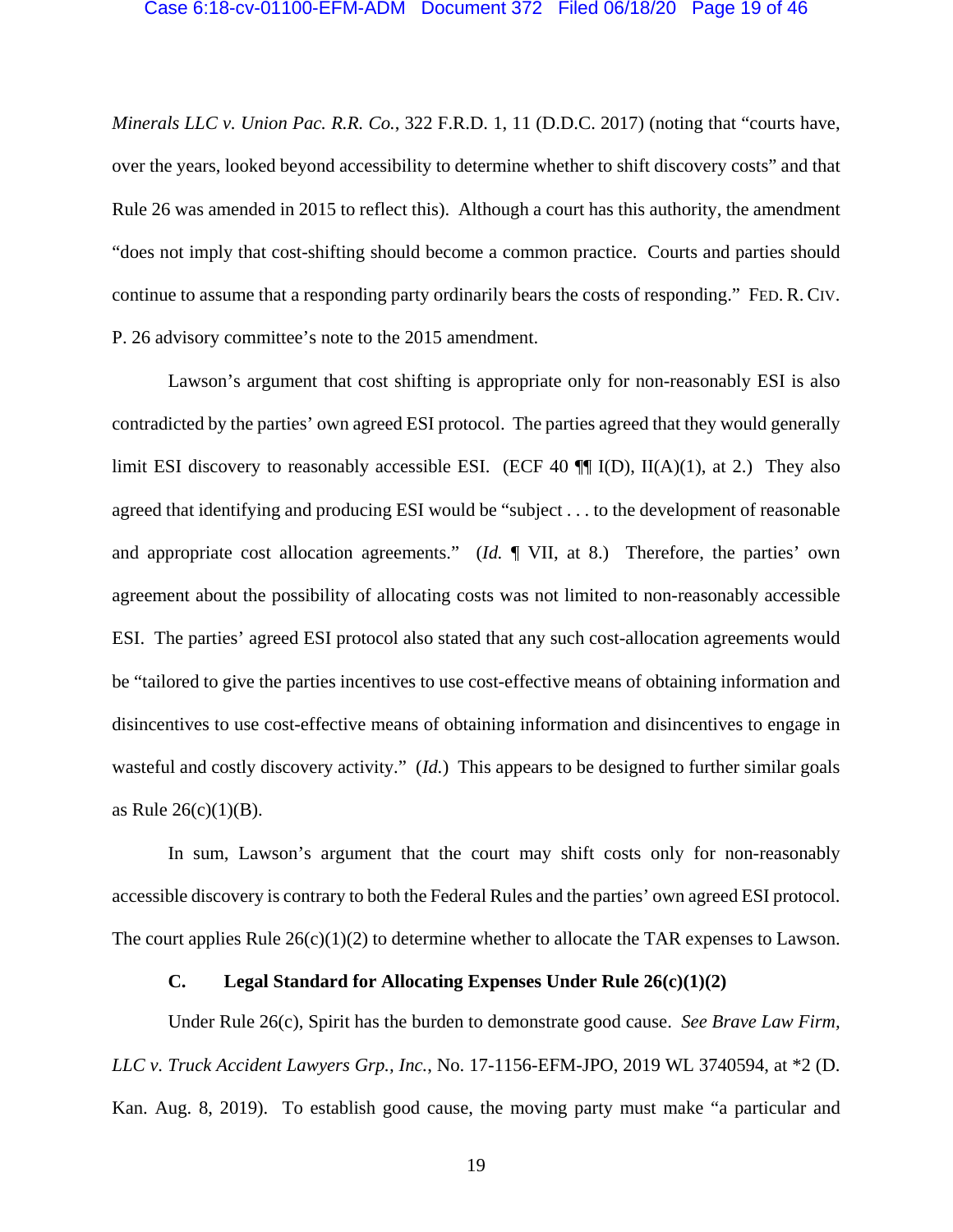*Minerals LLC v. Union Pac. R.R. Co.*, 322 F.R.D. 1, 11 (D.D.C. 2017) (noting that "courts have, over the years, looked beyond accessibility to determine whether to shift discovery costs" and that Rule 26 was amended in 2015 to reflect this). Although a court has this authority, the amendment "does not imply that cost-shifting should become a common practice. Courts and parties should continue to assume that a responding party ordinarily bears the costs of responding." FED. R. CIV. P. 26 advisory committee's note to the 2015 amendment.

Lawson's argument that cost shifting is appropriate only for non-reasonably ESI is also contradicted by the parties' own agreed ESI protocol. The parties agreed that they would generally limit ESI discovery to reasonably accessible ESI. (ECF 40 ¶¶ I(D), II(A)(1), at 2.) They also agreed that identifying and producing ESI would be "subject . . . to the development of reasonable and appropriate cost allocation agreements." (*Id.* ¶ VII, at 8.) Therefore, the parties' own agreement about the possibility of allocating costs was not limited to non-reasonably accessible ESI. The parties' agreed ESI protocol also stated that any such cost-allocation agreements would be "tailored to give the parties incentives to use cost-effective means of obtaining information and disincentives to use cost-effective means of obtaining information and disincentives to engage in wasteful and costly discovery activity." (*Id.*) This appears to be designed to further similar goals as Rule 26(c)(1)(B).

In sum, Lawson's argument that the court may shift costs only for non-reasonably accessible discovery is contrary to both the Federal Rules and the parties' own agreed ESI protocol. The court applies Rule 26(c)(1)(2) to determine whether to allocate the TAR expenses to Lawson.

### C. Legal Standard for Allocating Expenses Under Rule 26(c)(1)(2)

Under Rule 26(c), Spirit has the burden to demonstrate good cause. *See Brave Law Firm, LLC v. Truck Accident Lawyers Grp., Inc.*, No. 17-1156-EFM-JPO, 2019 WL 3740594, at *2 (D. Kan. Aug. 8, 2019). To establish good cause, the moving party must make "a particular and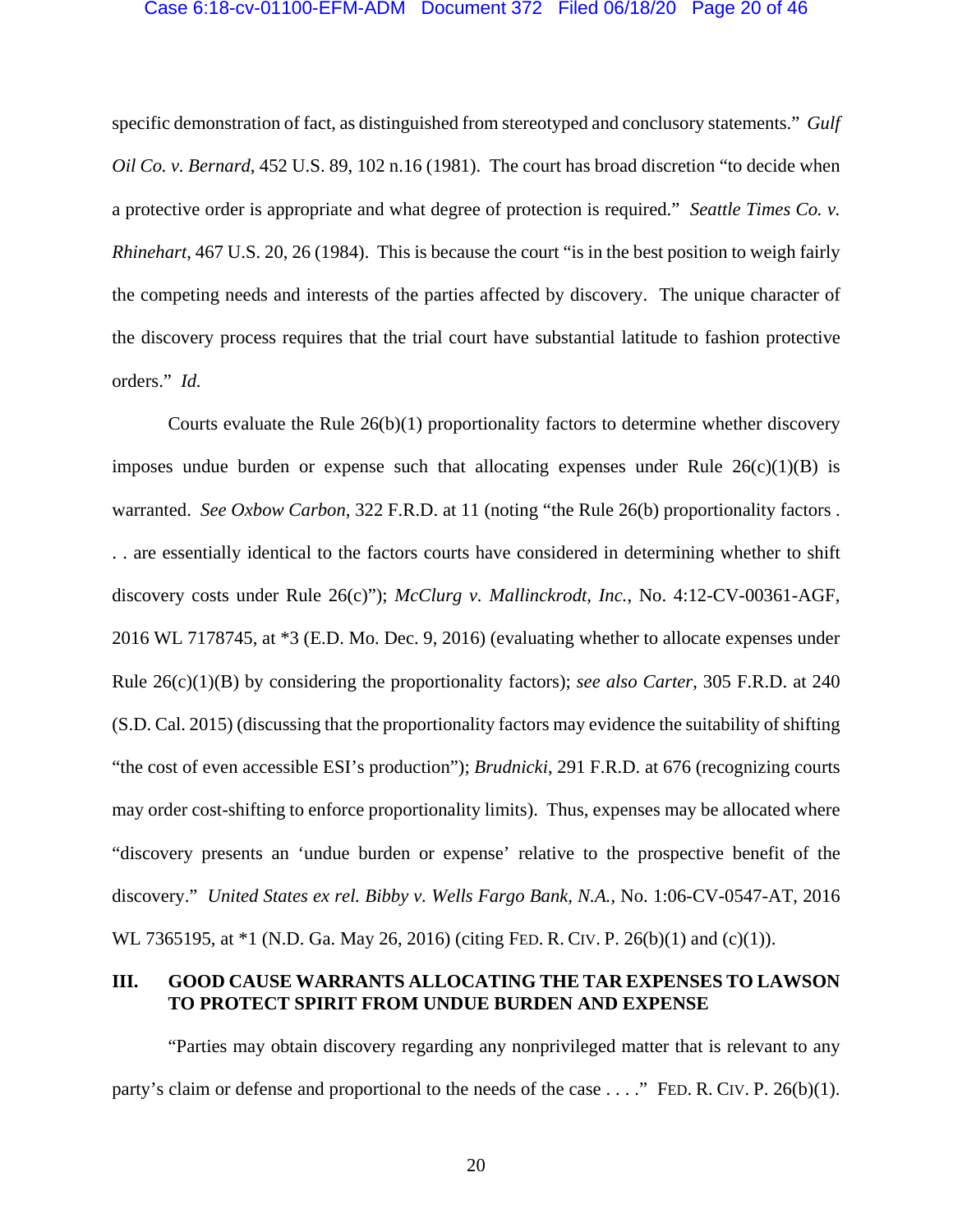specific demonstration of fact, as distinguished from stereotyped and conclusory statements." *Gulf Oil Co. v. Bernard*, 452 U.S. 89, 102 n.16 (1981). The court has broad discretion "to decide when a protective order is appropriate and what degree of protection is required." *Seattle Times Co. v. Rhinehart*, 467 U.S. 20, 26 (1984). This is because the court "is in the best position to weigh fairly the competing needs and interests of the parties affected by discovery. The unique character of the discovery process requires that the trial court have substantial latitude to fashion protective orders." *Id.*

Courts evaluate the Rule 26(b)(1) proportionality factors to determine whether discovery imposes undue burden or expense such that allocating expenses under Rule 26(c)(1)(B) is warranted. *See Oxbow Carbon*, 322 F.R.D. at 11 (noting "the Rule 26(b) proportionality factors . . . are essentially identical to the factors courts have considered in determining whether to shift discovery costs under Rule 26(c)"); *McClurg v. Mallinckrodt, Inc.*, No. 4:12-CV-00361-AGF, 2016 WL 7178745, at *3 (E.D. Mo. Dec. 9, 2016) (evaluating whether to allocate expenses under Rule 26(c)(1)(B) by considering the proportionality factors); *see also Carter*, 305 F.R.D. at 240 (S.D. Cal. 2015) (discussing that the proportionality factors may evidence the suitability of shifting "the cost of even accessible ESI's production"); *Brudnicki*, 291 F.R.D. at 676 (recognizing courts may order cost-shifting to enforce proportionality limits). Thus, expenses may be allocated where "discovery presents an 'undue burden or expense' relative to the prospective benefit of the discovery." *United States ex rel. Bibby v. Wells Fargo Bank, N.A.*, No. 1:06-CV-0547-AT, 2016 WL 7365195, at *1 (N.D. Ga. May 26, 2016) (citing FED. R. CIV. P. 26(b)(1) and (c)(1)).

## III. GOOD CAUSE WARRANTS ALLOCATING THE TAR EXPENSES TO LAWSON TO PROTECT SPIRIT FROM UNDUE BURDEN AND EXPENSE

"Parties may obtain discovery regarding any nonprivileged matter that is relevant to any party's claim or defense and proportional to the needs of the case . . . ." FED. R. CIV. P. 26(b)(1).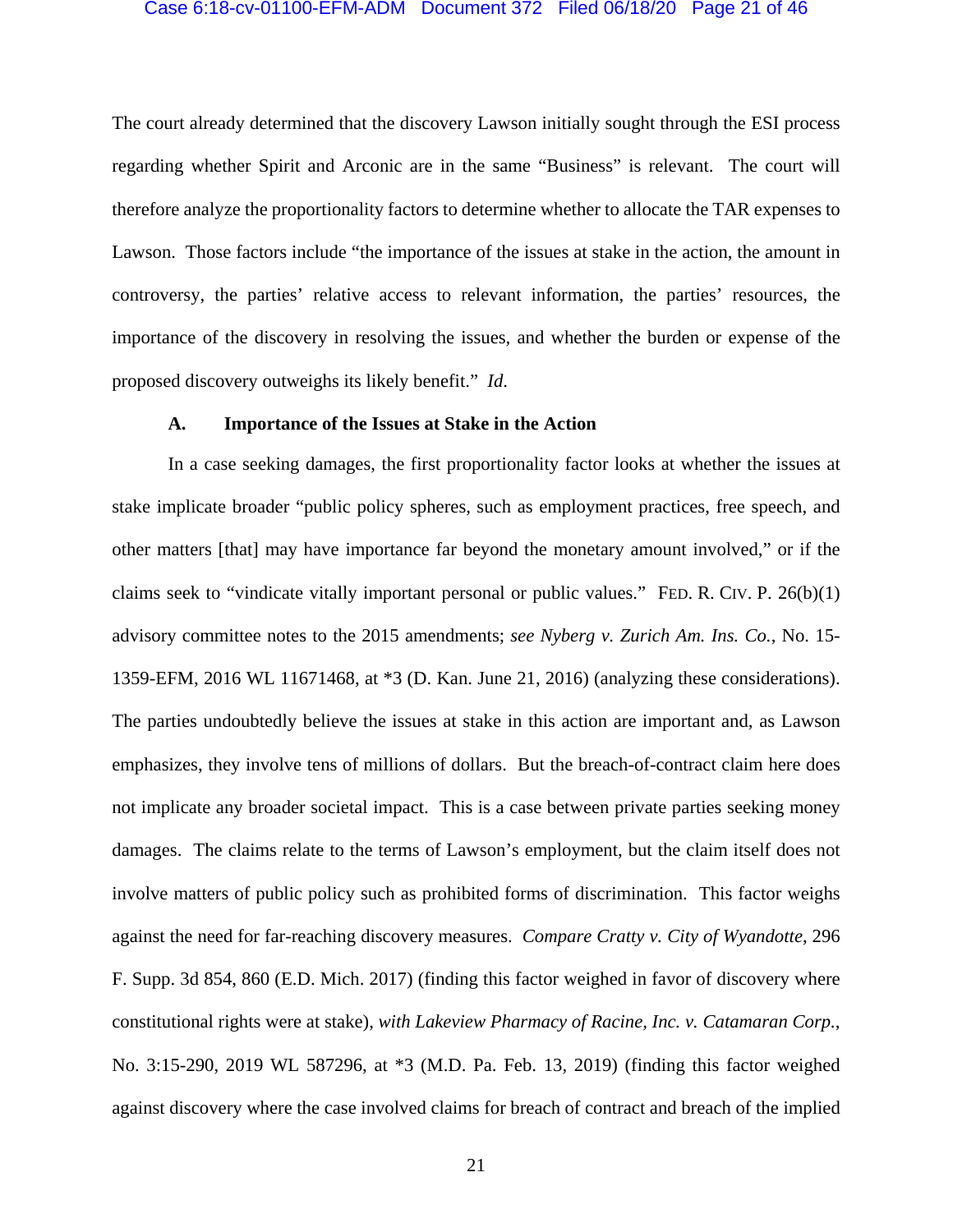The court already determined that the discovery Lawson initially sought through the ESI process regarding whether Spirit and Arconic are in the same "Business" is relevant. The court will therefore analyze the proportionality factors to determine whether to allocate the TAR expenses to Lawson. Those factors include "the importance of the issues at stake in the action, the amount in controversy, the parties' relative access to relevant information, the parties' resources, the importance of the discovery in resolving the issues, and whether the burden or expense of the proposed discovery outweighs its likely benefit." *Id.*

### A. Importance of the Issues at Stake in the Action

In a case seeking damages, the first proportionality factor looks at whether the issues at stake implicate broader "public policy spheres, such as employment practices, free speech, and other matters [that] may have importance far beyond the monetary amount involved," or if the claims seek to "vindicate vitally important personal or public values." FED. R. CIV. P. 26(b)(1) advisory committee notes to the 2015 amendments; *see Nyberg v. Zurich Am. Ins. Co.*, No. 15-1359-EFM, 2016 WL 11671468, at *3 (D. Kan. June 21, 2016) (analyzing these considerations). The parties undoubtedly believe the issues at stake in this action are important and, as Lawson emphasizes, they involve tens of millions of dollars. But the breach-of-contract claim here does not implicate any broader societal impact. This is a case between private parties seeking money damages. The claims relate to the terms of Lawson's employment, but the claim itself does not involve matters of public policy such as prohibited forms of discrimination. This factor weighs against the need for far-reaching discovery measures. *Compare Cratty v. City of Wyandotte*, 296 F. Supp. 3d 854, 860 (E.D. Mich. 2017) (finding this factor weighed in favor of discovery where constitutional rights were at stake), *with Lakeview Pharmacy of Racine, Inc. v. Catamaran Corp.*, No. 3:15-290, 2019 WL 587296, at *3 (M.D. Pa. Feb. 13, 2019) (finding this factor weighed against discovery where the case involved claims for breach of contract and breach of the implied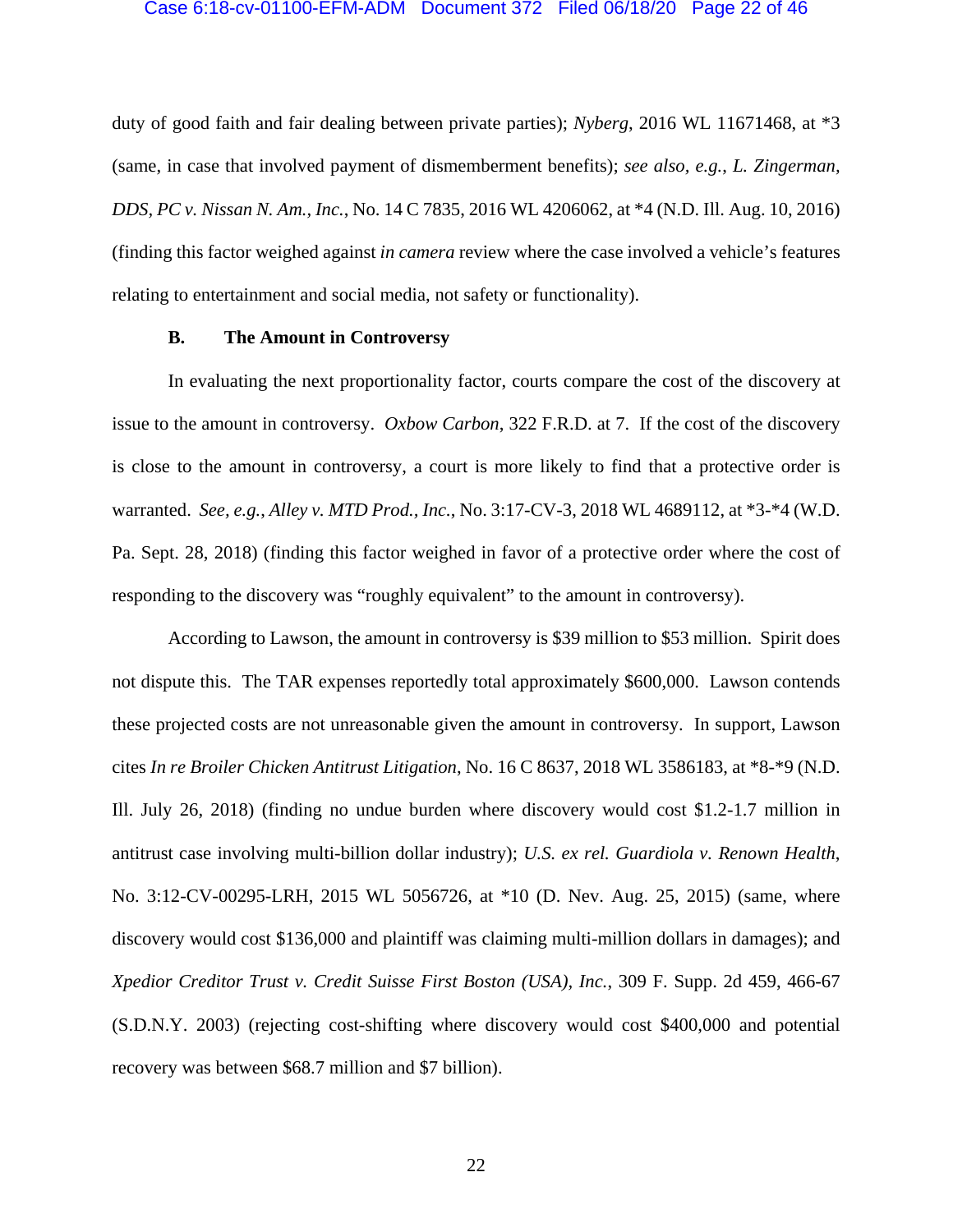duty of good faith and fair dealing between private parties); *Nyberg*, 2016 WL 11671468, at *3 (same, in case that involved payment of dismemberment benefits); *see also, e.g.*, *L. Zingerman, DDS, PC v. Nissan N. Am., Inc.*, No. 14 C 7835, 2016 WL 4206062, at *4 (N.D. Ill. Aug. 10, 2016) (finding this factor weighed against *in camera* review where the case involved a vehicle's features relating to entertainment and social media, not safety or functionality).

**B. The Amount in Controversy**

In evaluating the next proportionality factor, courts compare the cost of the discovery at issue to the amount in controversy. *Oxbow Carbon*, 322 F.R.D. at 7. If the cost of the discovery is close to the amount in controversy, a court is more likely to find that a protective order is warranted. *See, e.g.*, *Alley v. MTD Prod., Inc.*, No. 3:17-CV-3, 2018 WL 4689112, at *3-*4 (W.D. Pa. Sept. 28, 2018) (finding this factor weighed in favor of a protective order where the cost of responding to the discovery was "roughly equivalent" to the amount in controversy).

According to Lawson, the amount in controversy is $39 million to $53 million. Spirit does not dispute this. The TAR expenses reportedly total approximately $600,000. Lawson contends these projected costs are not unreasonable given the amount in controversy. In support, Lawson cites *In re Broiler Chicken Antitrust Litigation*, No. 16 C 8637, 2018 WL 3586183, at *8-*9 (N.D. Ill. July 26, 2018) (finding no undue burden where discovery would cost $1.2-1.7 million in antitrust case involving multi-billion dollar industry); *U.S. ex rel. Guardiola v. Renown Health*, No. 3:12-CV-00295-LRH, 2015 WL 5056726, at *10 (D. Nev. Aug. 25, 2015) (same, where discovery would cost $136,000 and plaintiff was claiming multi-million dollars in damages); and *Xpedior Creditor Trust v. Credit Suisse First Boston (USA), Inc.*, 309 F. Supp. 2d 459, 466-67 (S.D.N.Y. 2003) (rejecting cost-shifting where discovery would cost $400,000 and potential recovery was between $68.7 million and $7 billion).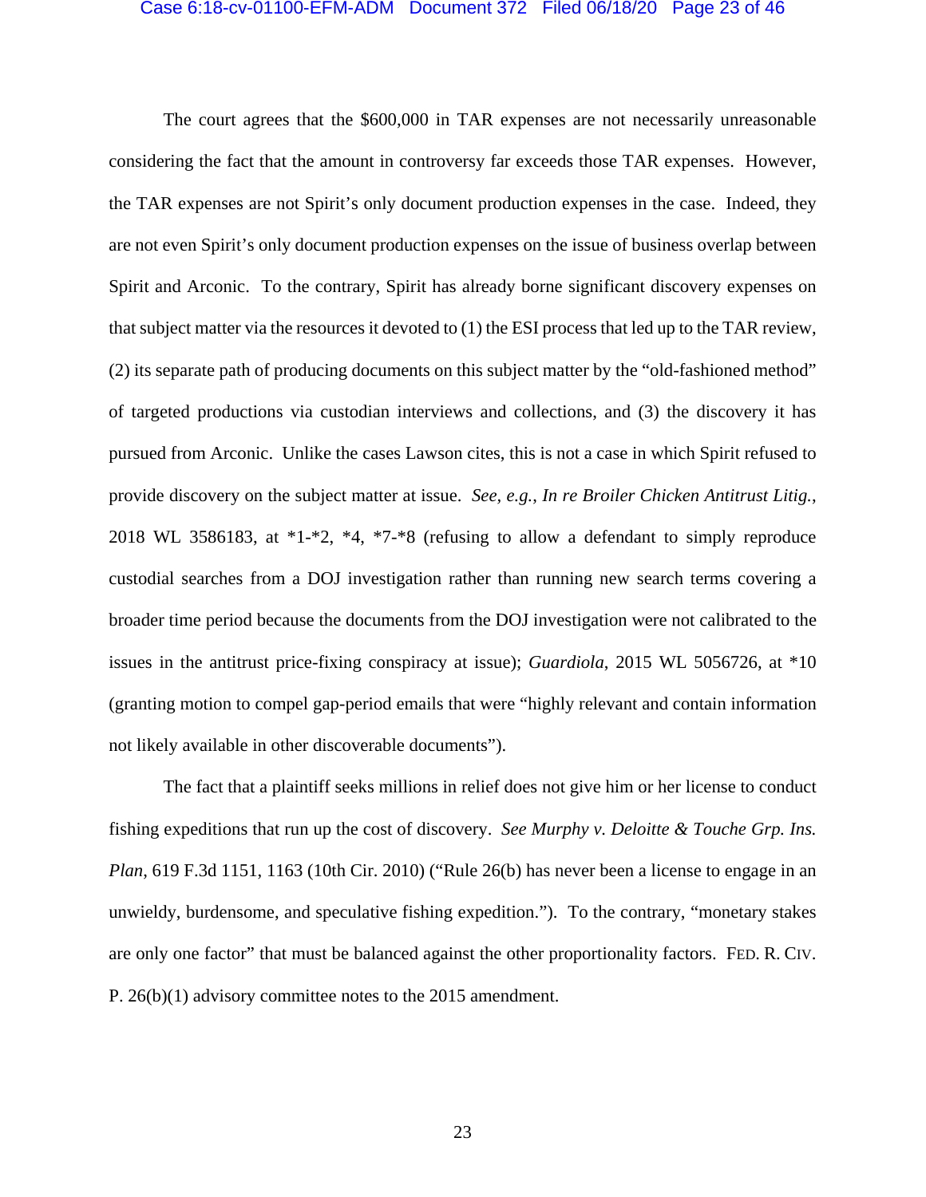The court agrees that the $600,000 in TAR expenses are not necessarily unreasonable considering the fact that the amount in controversy far exceeds those TAR expenses. However, the TAR expenses are not Spirit's only document production expenses in the case. Indeed, they are not even Spirit's only document production expenses on the issue of business overlap between Spirit and Arconic. To the contrary, Spirit has already borne significant discovery expenses on that subject matter via the resources it devoted to (1) the ESI process that led up to the TAR review, (2) its separate path of producing documents on this subject matter by the "old-fashioned method" of targeted productions via custodian interviews and collections, and (3) the discovery it has pursued from Arconic. Unlike the cases Lawson cites, this is not a case in which Spirit refused to provide discovery on the subject matter at issue. *See, e.g.*, *In re Broiler Chicken Antitrust Litig.*, 2018 WL 3586183, at *1-*2, *4, *7-*8 (refusing to allow a defendant to simply reproduce custodial searches from a DOJ investigation rather than running new search terms covering a broader time period because the documents from the DOJ investigation were not calibrated to the issues in the antitrust price-fixing conspiracy at issue); *Guardiola*, 2015 WL 5056726, at *10 (granting motion to compel gap-period emails that were "highly relevant and contain information not likely available in other discoverable documents").

The fact that a plaintiff seeks millions in relief does not give him or her license to conduct fishing expeditions that run up the cost of discovery. *See Murphy v. Deloitte & Touche Grp. Ins. Plan*, 619 F.3d 1151, 1163 (10th Cir. 2010) ("Rule 26(b) has never been a license to engage in an unwieldy, burdensome, and speculative fishing expedition."). To the contrary, "monetary stakes are only one factor" that must be balanced against the other proportionality factors. FED. R. CIV. P. 26(b)(1) advisory committee notes to the 2015 amendment.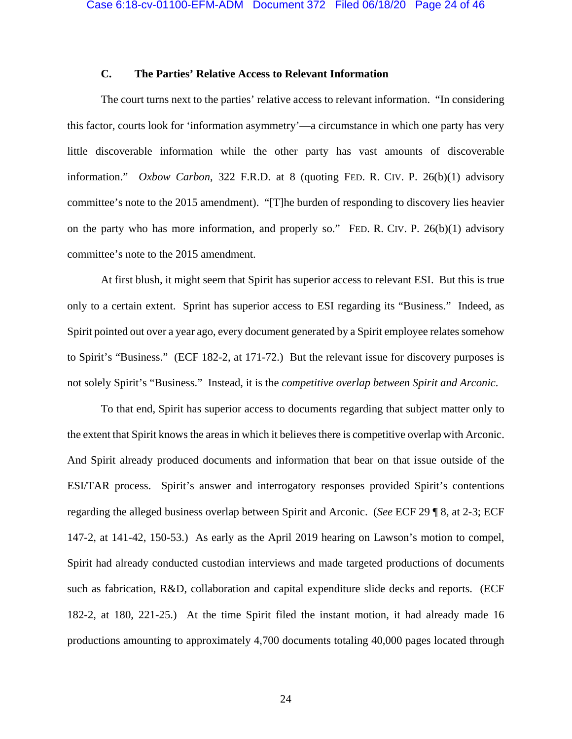### C. The Parties' Relative Access to Relevant Information

The court turns next to the parties' relative access to relevant information. "In considering this factor, courts look for 'information asymmetry'—a circumstance in which one party has very little discoverable information while the other party has vast amounts of discoverable information." *Oxbow Carbon*, 322 F.R.D. at 8 (quoting FED. R. CIV. P. 26(b)(1) advisory committee's note to the 2015 amendment). "[T]he burden of responding to discovery lies heavier on the party who has more information, and properly so." FED. R. CIV. P. 26(b)(1) advisory committee's note to the 2015 amendment.

At first blush, it might seem that Spirit has superior access to relevant ESI. But this is true only to a certain extent. Sprint has superior access to ESI regarding its "Business." Indeed, as Spirit pointed out over a year ago, every document generated by a Spirit employee relates somehow to Spirit's "Business." (ECF 182-2, at 171-72.) But the relevant issue for discovery purposes is not solely Spirit's "Business." Instead, it is the *competitive overlap between Spirit and Arconic*.

To that end, Spirit has superior access to documents regarding that subject matter only to the extent that Spirit knows the areas in which it believes there is competitive overlap with Arconic. And Spirit already produced documents and information that bear on that issue outside of the ESI/TAR process. Spirit's answer and interrogatory responses provided Spirit's contentions regarding the alleged business overlap between Spirit and Arconic. (*See* ECF 29 ¶ 8, at 2-3; ECF 147-2, at 141-42, 150-53.) As early as the April 2019 hearing on Lawson's motion to compel, Spirit had already conducted custodian interviews and made targeted productions of documents such as fabrication, R&D, collaboration and capital expenditure slide decks and reports. (ECF 182-2, at 180, 221-25.) At the time Spirit filed the instant motion, it had already made 16 productions amounting to approximately 4,700 documents totaling 40,000 pages located through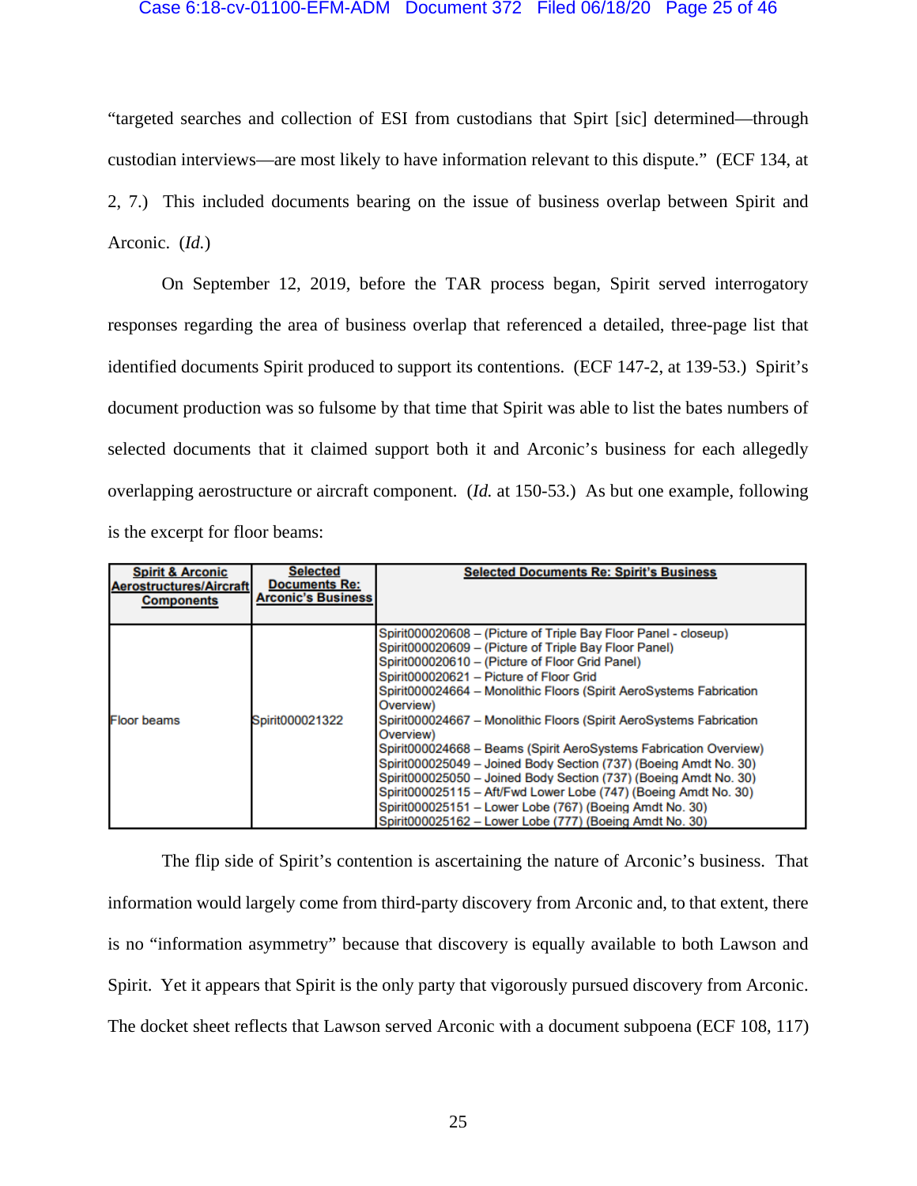"targeted searches and collection of ESI from custodians that Spirt [sic] determined—through custodian interviews—are most likely to have information relevant to this dispute." (ECF 134, at 2, 7.) This included documents bearing on the issue of business overlap between Spirit and Arconic. (*Id.*)

On September 12, 2019, before the TAR process began, Spirit served interrogatory responses regarding the area of business overlap that referenced a detailed, three-page list that identified documents Spirit produced to support its contentions. (ECF 147-2, at 139-53.) Spirit's document production was so fulsome by that time that Spirit was able to list the bates numbers of selected documents that it claimed support both it and Arconic's business for each allegedly overlapping aerostructure or aircraft component. (*Id.* at 150-53.) As but one example, following is the excerpt for floor beams:

| Spirit & Arconic Aerostructures/Aircraft Components | Selected Documents Re: Arconic's Business | Selected Documents Re: Spirit's Business |
|---|---|---|
| Floor beams | Spirit000021322 | Spirit000020608 – (Picture of Triple Bay Floor Panel - closeup)<br>Spirit000020609 – (Picture of Triple Bay Floor Panel)<br>Spirit000020610 – (Picture of Floor Grid Panel)<br>Spirit000020621 – Picture of Floor Grid<br>Spirit000024664 – Monolithic Floors (Spirit AeroSystems Fabrication Overview)<br>Spirit000024667 – Monolithic Floors (Spirit AeroSystems Fabrication Overview)<br>Spirit000024668 – Beams (Spirit AeroSystems Fabrication Overview)<br>Spirit000025049 – Joined Body Section (737) (Boeing Amdt No. 30)<br>Spirit000025050 – Joined Body Section (737) (Boeing Amdt No. 30)<br>Spirit000025115 – Aft/Fwd Lower Lobe (747) (Boeing Amdt No. 30)<br>Spirit000025151 – Lower Lobe (767) (Boeing Amdt No. 30)<br>Spirit000025162 – Lower Lobe (777) (Boeing Amdt No. 30) |

The flip side of Spirit's contention is ascertaining the nature of Arconic's business. That information would largely come from third-party discovery from Arconic and, to that extent, there is no "information asymmetry" because that discovery is equally available to both Lawson and Spirit. Yet it appears that Spirit is the only party that vigorously pursued discovery from Arconic. The docket sheet reflects that Lawson served Arconic with a document subpoena (ECF 108, 117)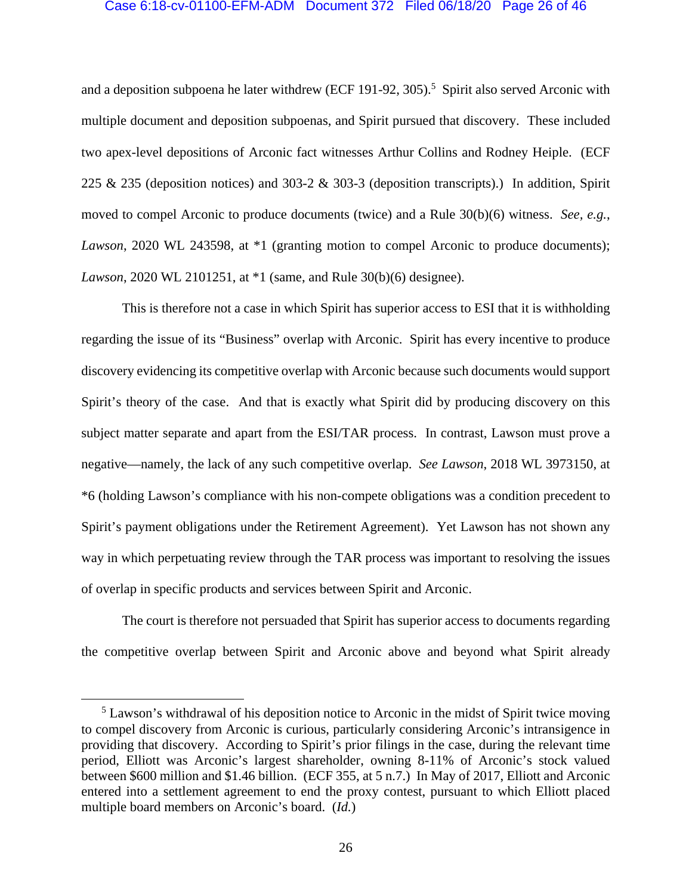and a deposition subpoena he later withdrew (ECF 191-92, 305).[5] Spirit also served Arconic with multiple document and deposition subpoenas, and Spirit pursued that discovery. These included two apex-level depositions of Arconic fact witnesses Arthur Collins and Rodney Heiple. (ECF 225 & 235 (deposition notices) and 303-2 & 303-3 (deposition transcripts).) In addition, Spirit moved to compel Arconic to produce documents (twice) and a Rule 30(b)(6) witness. *See, e.g.*, *Lawson*, 2020 WL 243598, at *1 (granting motion to compel Arconic to produce documents); *Lawson*, 2020 WL 2101251, at *1 (same, and Rule 30(b)(6) designee).

This is therefore not a case in which Spirit has superior access to ESI that it is withholding regarding the issue of its "Business" overlap with Arconic. Spirit has every incentive to produce discovery evidencing its competitive overlap with Arconic because such documents would support Spirit's theory of the case. And that is exactly what Spirit did by producing discovery on this subject matter separate and apart from the ESI/TAR process. In contrast, Lawson must prove a negative—namely, the lack of any such competitive overlap. *See Lawson*, 2018 WL 3973150, at *6 (holding Lawson's compliance with his non-compete obligations was a condition precedent to Spirit's payment obligations under the Retirement Agreement). Yet Lawson has not shown any way in which perpetuating review through the TAR process was important to resolving the issues of overlap in specific products and services between Spirit and Arconic.

The court is therefore not persuaded that Spirit has superior access to documents regarding the competitive overlap between Spirit and Arconic above and beyond what Spirit already

---

[5] Lawson's withdrawal of his deposition notice to Arconic in the midst of Spirit twice moving to compel discovery from Arconic is curious, particularly considering Arconic's intransigence in providing that discovery. According to Spirit's prior filings in the case, during the relevant time period, Elliott was Arconic's largest shareholder, owning 8-11% of Arconic's stock valued between $600 million and $1.46 billion. (ECF 355, at 5 n.7.) In May of 2017, Elliott and Arconic entered into a settlement agreement to end the proxy contest, pursuant to which Elliott placed multiple board members on Arconic's board. (*Id.*)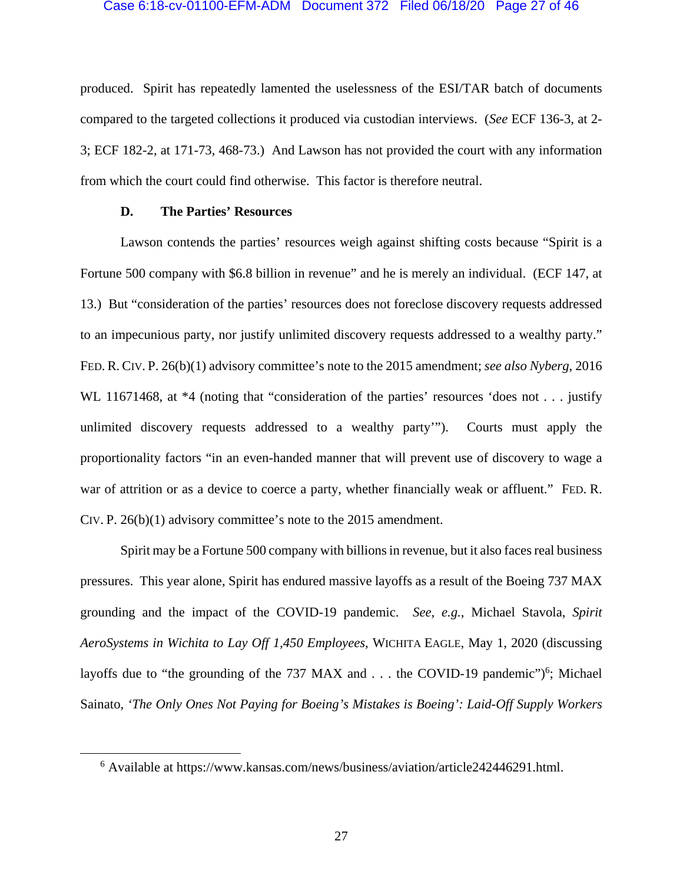produced. Spirit has repeatedly lamented the uselessness of the ESI/TAR batch of documents compared to the targeted collections it produced via custodian interviews. (*See* ECF 136-3, at 2-3; ECF 182-2, at 171-73, 468-73.) And Lawson has not provided the court with any information from which the court could find otherwise. This factor is therefore neutral.

### D. The Parties' Resources

Lawson contends the parties' resources weigh against shifting costs because "Spirit is a Fortune 500 company with $6.8 billion in revenue" and he is merely an individual. (ECF 147, at 13.) But "consideration of the parties' resources does not foreclose discovery requests addressed to an impecunious party, nor justify unlimited discovery requests addressed to a wealthy party." FED. R. CIV. P. 26(b)(1) advisory committee's note to the 2015 amendment; *see also Nyberg*, 2016 WL 11671468, at *4 (noting that "consideration of the parties' resources 'does not . . . justify unlimited discovery requests addressed to a wealthy party'"). Courts must apply the proportionality factors "in an even-handed manner that will prevent use of discovery to wage a war of attrition or as a device to coerce a party, whether financially weak or affluent." FED. R. CIV. P. 26(b)(1) advisory committee's note to the 2015 amendment.

Spirit may be a Fortune 500 company with billions in revenue, but it also faces real business pressures. This year alone, Spirit has endured massive layoffs as a result of the Boeing 737 MAX grounding and the impact of the COVID-19 pandemic. *See, e.g.*, Michael Stavola, *Spirit AeroSystems in Wichita to Lay Off 1,450 Employees*, WICHITA EAGLE, May 1, 2020 (discussing layoffs due to "the grounding of the 737 MAX and . . . the COVID-19 pandemic")[6]; Michael Sainato, *'The Only Ones Not Paying for Boeing's Mistakes is Boeing': Laid-Off Supply Workers*

[6] Available at https://www.kansas.com/news/business/aviation/article242446291.html.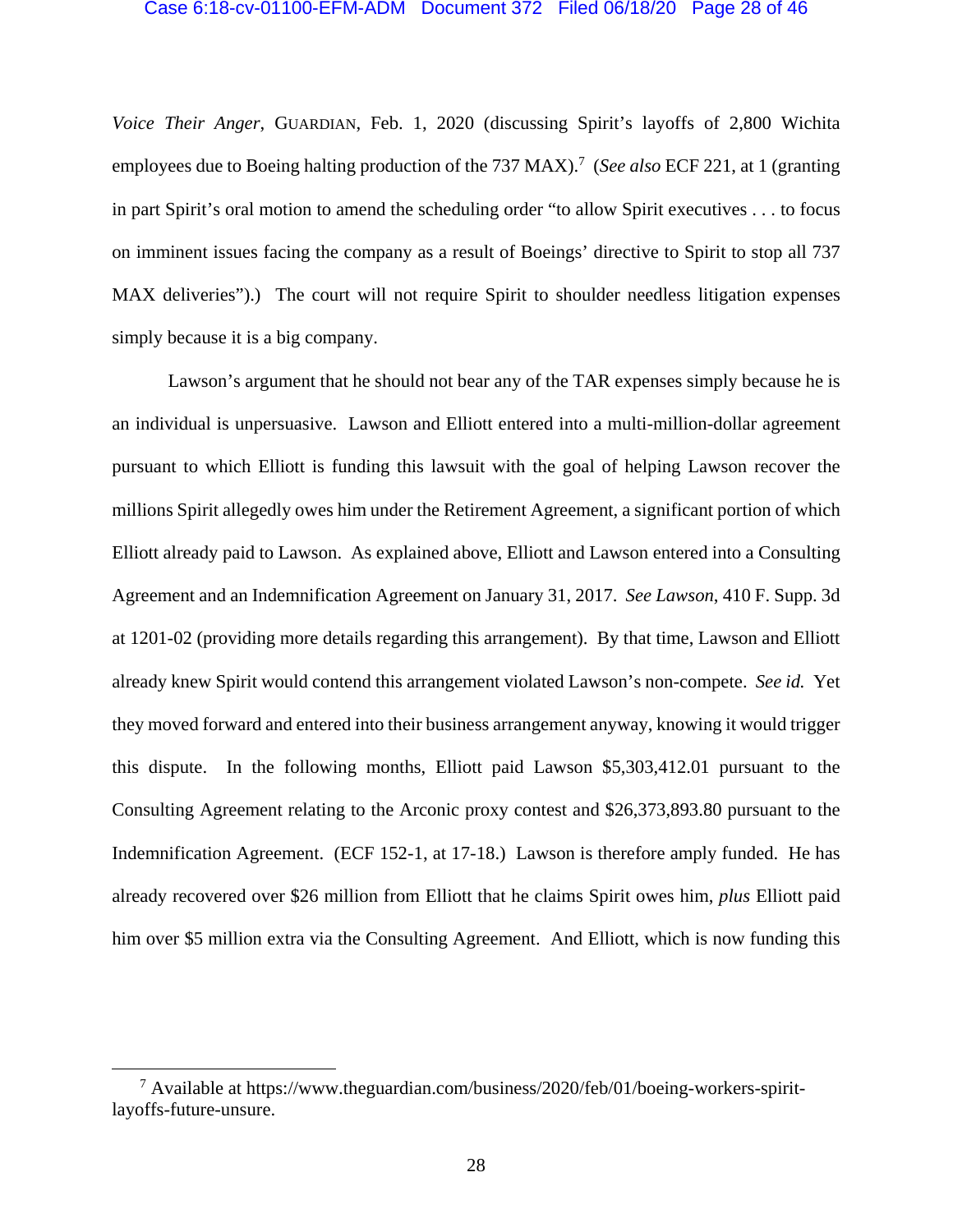*Voice Their Anger*, GUARDIAN, Feb. 1, 2020 (discussing Spirit's layoffs of 2,800 Wichita employees due to Boeing halting production of the 737 MAX).[7] (*See also* ECF 221, at 1 (granting in part Spirit's oral motion to amend the scheduling order "to allow Spirit executives . . . to focus on imminent issues facing the company as a result of Boeings' directive to Spirit to stop all 737 MAX deliveries").) The court will not require Spirit to shoulder needless litigation expenses simply because it is a big company.

Lawson's argument that he should not bear any of the TAR expenses simply because he is an individual is unpersuasive. Lawson and Elliott entered into a multi-million-dollar agreement pursuant to which Elliott is funding this lawsuit with the goal of helping Lawson recover the millions Spirit allegedly owes him under the Retirement Agreement, a significant portion of which Elliott already paid to Lawson. As explained above, Elliott and Lawson entered into a Consulting Agreement and an Indemnification Agreement on January 31, 2017. *See Lawson*, 410 F. Supp. 3d at 1201-02 (providing more details regarding this arrangement). By that time, Lawson and Elliott already knew Spirit would contend this arrangement violated Lawson's non-compete. *See id.* Yet they moved forward and entered into their business arrangement anyway, knowing it would trigger this dispute. In the following months, Elliott paid Lawson $5,303,412.01 pursuant to the Consulting Agreement relating to the Arconic proxy contest and $26,373,893.80 pursuant to the Indemnification Agreement. (ECF 152-1, at 17-18.) Lawson is therefore amply funded. He has already recovered over $26 million from Elliott that he claims Spirit owes him, *plus* Elliott paid him over $5 million extra via the Consulting Agreement. And Elliott, which is now funding this

---

[7] Available at https://www.theguardian.com/business/2020/feb/01/boeing-workers-spirit-layoffs-future-unsure.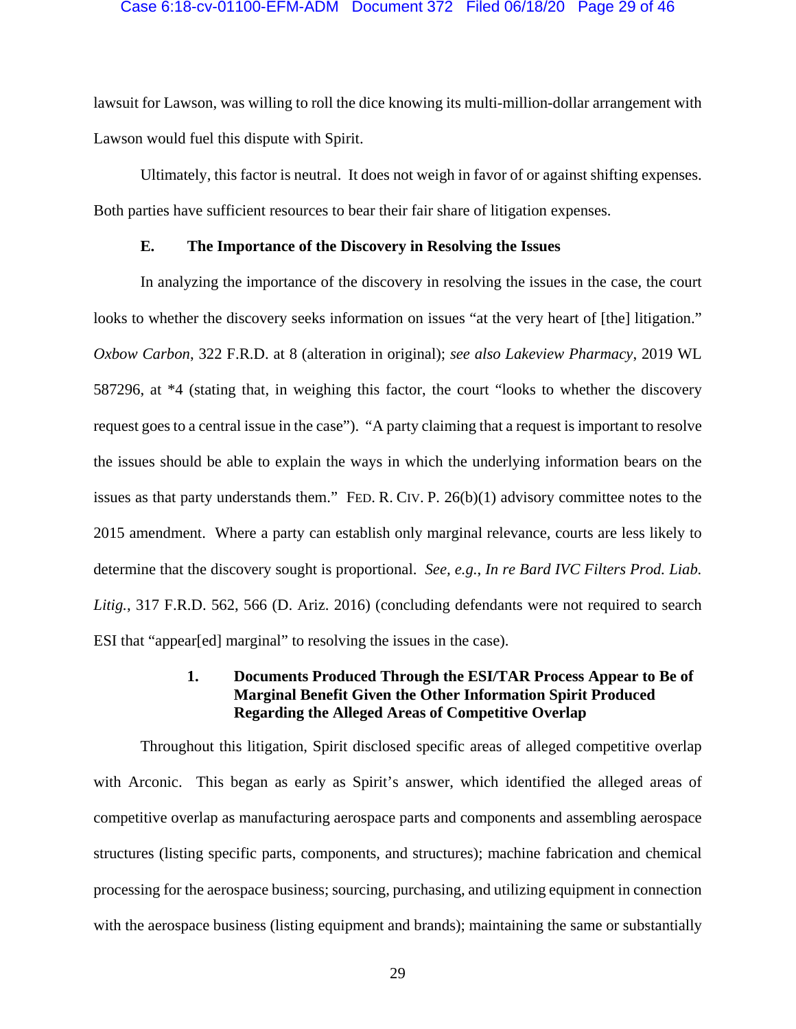lawsuit for Lawson, was willing to roll the dice knowing its multi-million-dollar arrangement with Lawson would fuel this dispute with Spirit.

Ultimately, this factor is neutral. It does not weigh in favor of or against shifting expenses. Both parties have sufficient resources to bear their fair share of litigation expenses.

### E. The Importance of the Discovery in Resolving the Issues

In analyzing the importance of the discovery in resolving the issues in the case, the court looks to whether the discovery seeks information on issues "at the very heart of [the] litigation." *Oxbow Carbon*, 322 F.R.D. at 8 (alteration in original); *see also Lakeview Pharmacy*, 2019 WL 587296, at *4 (stating that, in weighing this factor, the court "looks to whether the discovery request goes to a central issue in the case"). "A party claiming that a request is important to resolve the issues should be able to explain the ways in which the underlying information bears on the issues as that party understands them." FED. R. CIV. P. 26(b)(1) advisory committee notes to the 2015 amendment. Where a party can establish only marginal relevance, courts are less likely to determine that the discovery sought is proportional. *See, e.g.*, *In re Bard IVC Filters Prod. Liab. Litig.*, 317 F.R.D. 562, 566 (D. Ariz. 2016) (concluding defendants were not required to search ESI that "appear[ed] marginal" to resolving the issues in the case).

#### 1. Documents Produced Through the ESI/TAR Process Appear to Be of Marginal Benefit Given the Other Information Spirit Produced Regarding the Alleged Areas of Competitive Overlap

Throughout this litigation, Spirit disclosed specific areas of alleged competitive overlap with Arconic. This began as early as Spirit's answer, which identified the alleged areas of competitive overlap as manufacturing aerospace parts and components and assembling aerospace structures (listing specific parts, components, and structures); machine fabrication and chemical processing for the aerospace business; sourcing, purchasing, and utilizing equipment in connection with the aerospace business (listing equipment and brands); maintaining the same or substantially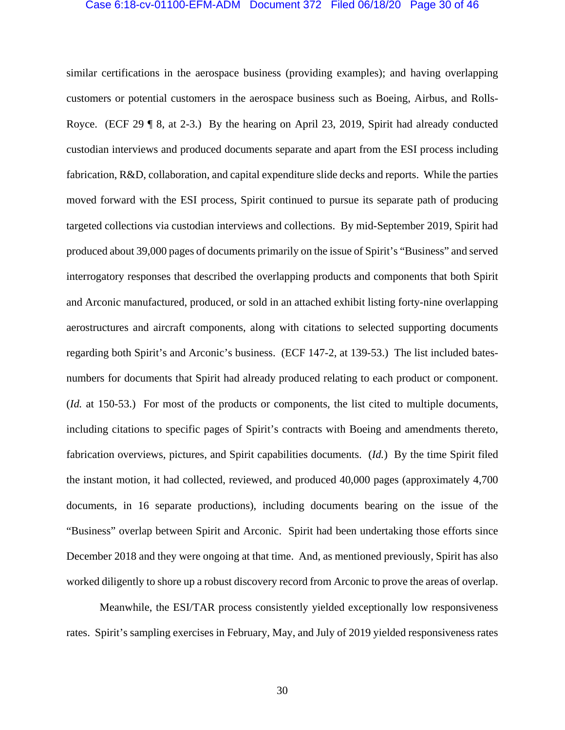similar certifications in the aerospace business (providing examples); and having overlapping customers or potential customers in the aerospace business such as Boeing, Airbus, and Rolls-Royce. (ECF 29 ¶ 8, at 2-3.) By the hearing on April 23, 2019, Spirit had already conducted custodian interviews and produced documents separate and apart from the ESI process including fabrication, R&D, collaboration, and capital expenditure slide decks and reports. While the parties moved forward with the ESI process, Spirit continued to pursue its separate path of producing targeted collections via custodian interviews and collections. By mid-September 2019, Spirit had produced about 39,000 pages of documents primarily on the issue of Spirit's "Business" and served interrogatory responses that described the overlapping products and components that both Spirit and Arconic manufactured, produced, or sold in an attached exhibit listing forty-nine overlapping aerostructures and aircraft components, along with citations to selected supporting documents regarding both Spirit's and Arconic's business. (ECF 147-2, at 139-53.) The list included bates-numbers for documents that Spirit had already produced relating to each product or component. (*Id.* at 150-53.) For most of the products or components, the list cited to multiple documents, including citations to specific pages of Spirit's contracts with Boeing and amendments thereto, fabrication overviews, pictures, and Spirit capabilities documents. (*Id.*) By the time Spirit filed the instant motion, it had collected, reviewed, and produced 40,000 pages (approximately 4,700 documents, in 16 separate productions), including documents bearing on the issue of the "Business" overlap between Spirit and Arconic. Spirit had been undertaking those efforts since December 2018 and they were ongoing at that time. And, as mentioned previously, Spirit has also worked diligently to shore up a robust discovery record from Arconic to prove the areas of overlap.

Meanwhile, the ESI/TAR process consistently yielded exceptionally low responsiveness rates. Spirit's sampling exercises in February, May, and July of 2019 yielded responsiveness rates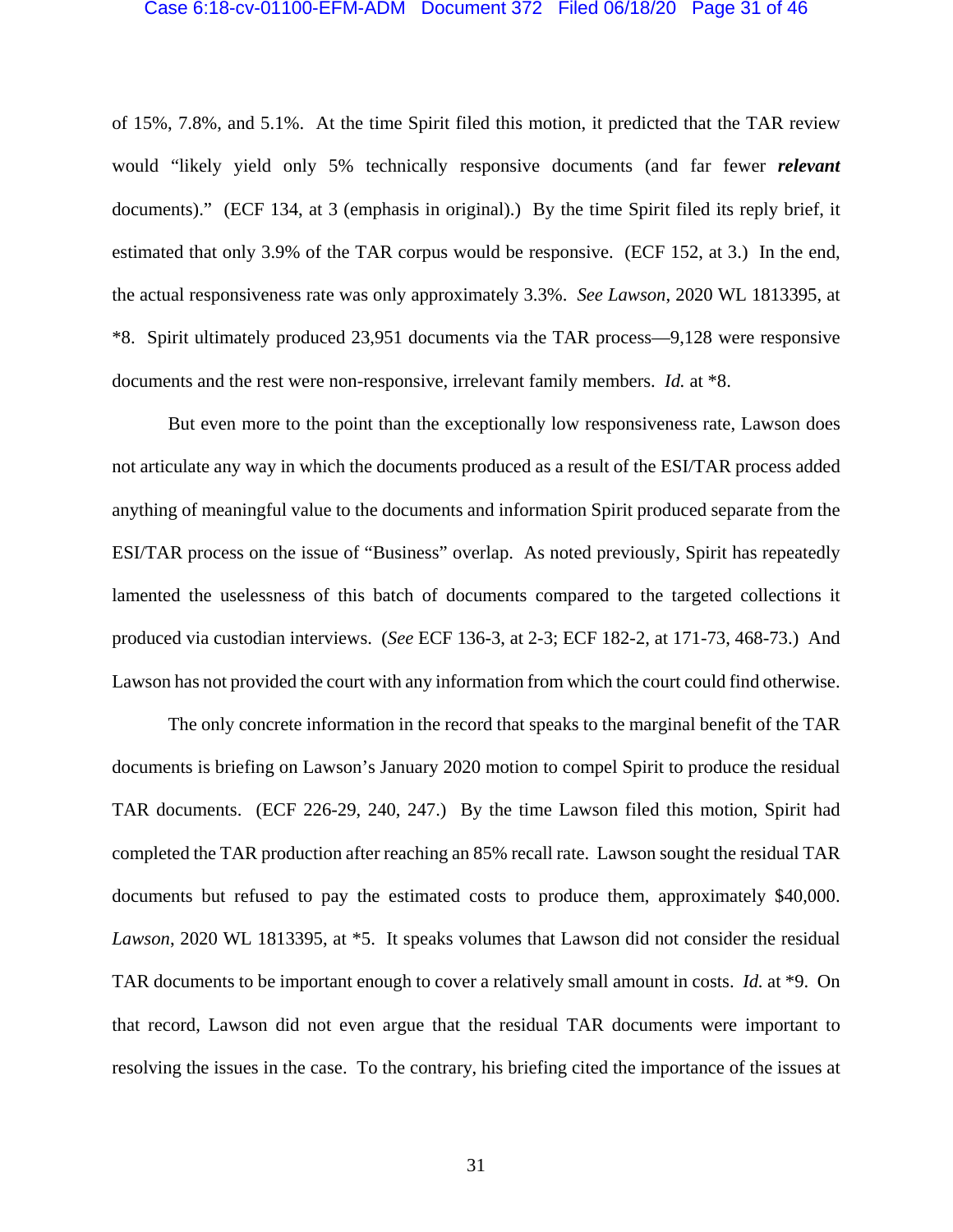of 15%, 7.8%, and 5.1%. At the time Spirit filed this motion, it predicted that the TAR review would "likely yield only 5% technically responsive documents (and far fewer ***relevant*** documents)." (ECF 134, at 3 (emphasis in original).) By the time Spirit filed its reply brief, it estimated that only 3.9% of the TAR corpus would be responsive. (ECF 152, at 3.) In the end, the actual responsiveness rate was only approximately 3.3%. *See Lawson*, 2020 WL 1813395, at *8. Spirit ultimately produced 23,951 documents via the TAR process—9,128 were responsive documents and the rest were non-responsive, irrelevant family members. *Id.* at *8.

But even more to the point than the exceptionally low responsiveness rate, Lawson does not articulate any way in which the documents produced as a result of the ESI/TAR process added anything of meaningful value to the documents and information Spirit produced separate from the ESI/TAR process on the issue of "Business" overlap. As noted previously, Spirit has repeatedly lamented the uselessness of this batch of documents compared to the targeted collections it produced via custodian interviews. (*See* ECF 136-3, at 2-3; ECF 182-2, at 171-73, 468-73.) And Lawson has not provided the court with any information from which the court could find otherwise.

The only concrete information in the record that speaks to the marginal benefit of the TAR documents is briefing on Lawson's January 2020 motion to compel Spirit to produce the residual TAR documents. (ECF 226-29, 240, 247.) By the time Lawson filed this motion, Spirit had completed the TAR production after reaching an 85% recall rate. Lawson sought the residual TAR documents but refused to pay the estimated costs to produce them, approximately $40,000. *Lawson*, 2020 WL 1813395, at *5. It speaks volumes that Lawson did not consider the residual TAR documents to be important enough to cover a relatively small amount in costs. *Id.* at *9. On that record, Lawson did not even argue that the residual TAR documents were important to resolving the issues in the case. To the contrary, his briefing cited the importance of the issues at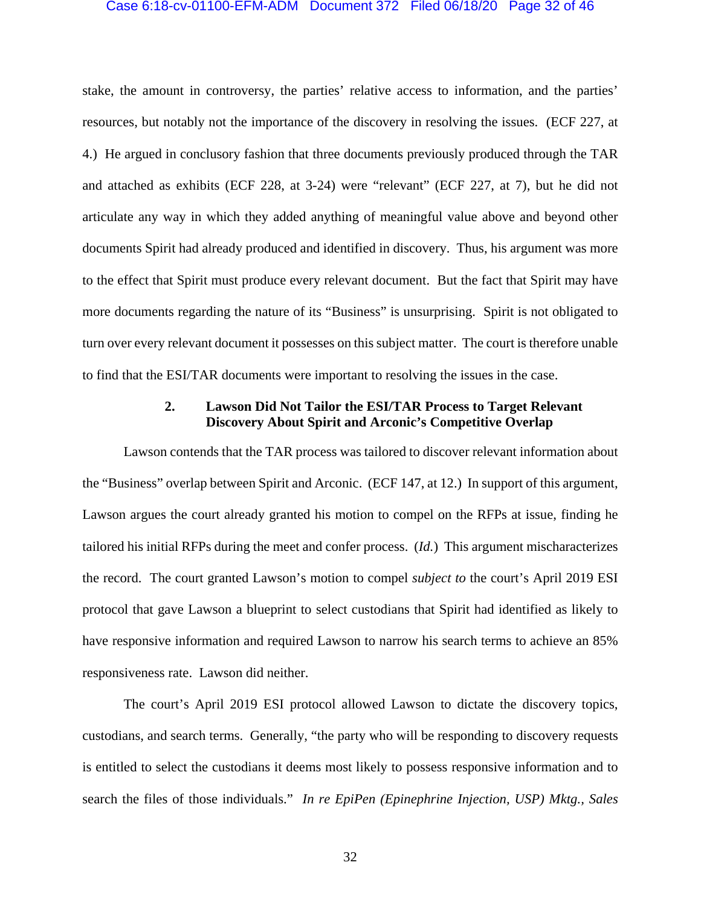stake, the amount in controversy, the parties' relative access to information, and the parties' resources, but notably not the importance of the discovery in resolving the issues. (ECF 227, at 4.) He argued in conclusory fashion that three documents previously produced through the TAR and attached as exhibits (ECF 228, at 3-24) were "relevant" (ECF 227, at 7), but he did not articulate any way in which they added anything of meaningful value above and beyond other documents Spirit had already produced and identified in discovery. Thus, his argument was more to the effect that Spirit must produce every relevant document. But the fact that Spirit may have more documents regarding the nature of its "Business" is unsurprising. Spirit is not obligated to turn over every relevant document it possesses on this subject matter. The court is therefore unable to find that the ESI/TAR documents were important to resolving the issues in the case.

### 2. Lawson Did Not Tailor the ESI/TAR Process to Target Relevant Discovery About Spirit and Arconic's Competitive Overlap

Lawson contends that the TAR process was tailored to discover relevant information about the "Business" overlap between Spirit and Arconic. (ECF 147, at 12.) In support of this argument, Lawson argues the court already granted his motion to compel on the RFPs at issue, finding he tailored his initial RFPs during the meet and confer process. (*Id.*) This argument mischaracterizes the record. The court granted Lawson's motion to compel *subject to* the court's April 2019 ESI protocol that gave Lawson a blueprint to select custodians that Spirit had identified as likely to have responsive information and required Lawson to narrow his search terms to achieve an 85% responsiveness rate. Lawson did neither.

The court's April 2019 ESI protocol allowed Lawson to dictate the discovery topics, custodians, and search terms. Generally, "the party who will be responding to discovery requests is entitled to select the custodians it deems most likely to possess responsive information and to search the files of those individuals." *In re EpiPen (Epinephrine Injection, USP) Mktg., Sales*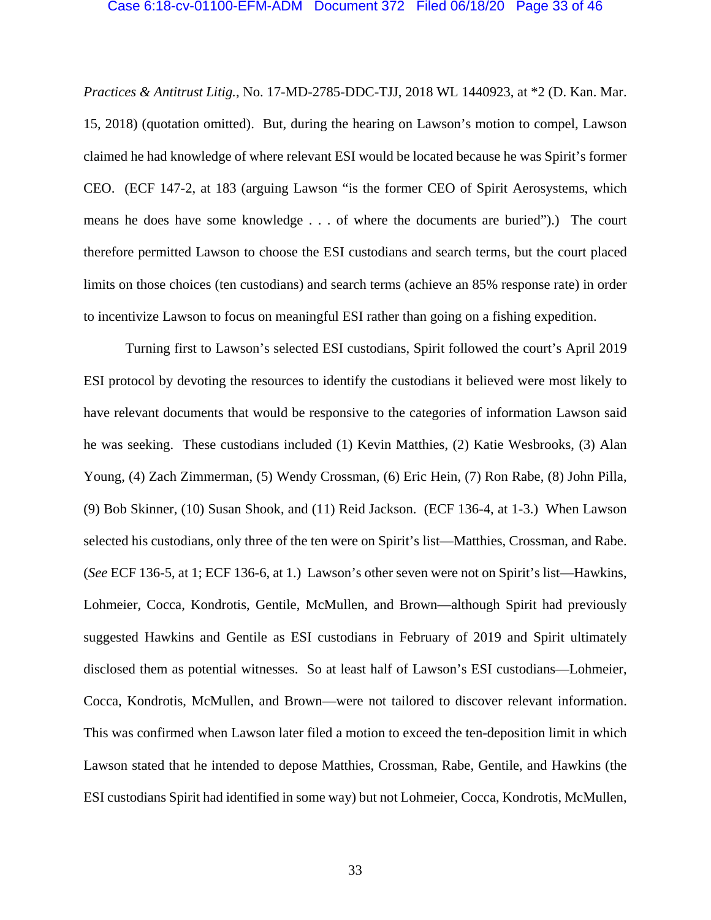*Practices & Antitrust Litig.*, No. 17-MD-2785-DDC-TJJ, 2018 WL 1440923, at *2 (D. Kan. Mar. 15, 2018) (quotation omitted). But, during the hearing on Lawson's motion to compel, Lawson claimed he had knowledge of where relevant ESI would be located because he was Spirit's former CEO. (ECF 147-2, at 183 (arguing Lawson "is the former CEO of Spirit Aerosystems, which means he does have some knowledge . . . of where the documents are buried").) The court therefore permitted Lawson to choose the ESI custodians and search terms, but the court placed limits on those choices (ten custodians) and search terms (achieve an 85% response rate) in order to incentivize Lawson to focus on meaningful ESI rather than going on a fishing expedition.

Turning first to Lawson's selected ESI custodians, Spirit followed the court's April 2019 ESI protocol by devoting the resources to identify the custodians it believed were most likely to have relevant documents that would be responsive to the categories of information Lawson said he was seeking. These custodians included (1) Kevin Matthies, (2) Katie Wesbrooks, (3) Alan Young, (4) Zach Zimmerman, (5) Wendy Crossman, (6) Eric Hein, (7) Ron Rabe, (8) John Pilla, (9) Bob Skinner, (10) Susan Shook, and (11) Reid Jackson. (ECF 136-4, at 1-3.) When Lawson selected his custodians, only three of the ten were on Spirit's list—Matthies, Crossman, and Rabe. (*See* ECF 136-5, at 1; ECF 136-6, at 1.) Lawson's other seven were not on Spirit's list—Hawkins, Lohmeier, Cocca, Kondrotis, Gentile, McMullen, and Brown—although Spirit had previously suggested Hawkins and Gentile as ESI custodians in February of 2019 and Spirit ultimately disclosed them as potential witnesses. So at least half of Lawson's ESI custodians—Lohmeier, Cocca, Kondrotis, McMullen, and Brown—were not tailored to discover relevant information. This was confirmed when Lawson later filed a motion to exceed the ten-deposition limit in which Lawson stated that he intended to depose Matthies, Crossman, Rabe, Gentile, and Hawkins (the ESI custodians Spirit had identified in some way) but not Lohmeier, Cocca, Kondrotis, McMullen,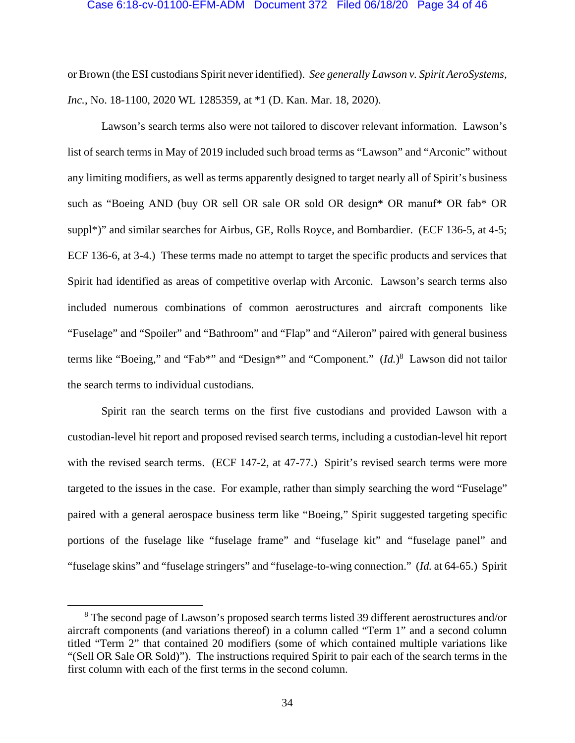or Brown (the ESI custodians Spirit never identified). *See generally Lawson v. Spirit AeroSystems, Inc.*, No. 18-1100, 2020 WL 1285359, at *1 (D. Kan. Mar. 18, 2020).

Lawson's search terms also were not tailored to discover relevant information. Lawson's list of search terms in May of 2019 included such broad terms as "Lawson" and "Arconic" without any limiting modifiers, as well as terms apparently designed to target nearly all of Spirit's business such as "Boeing AND (buy OR sell OR sale OR sold OR design* OR manuf* OR fab* OR suppl*)" and similar searches for Airbus, GE, Rolls Royce, and Bombardier. (ECF 136-5, at 4-5; ECF 136-6, at 3-4.) These terms made no attempt to target the specific products and services that Spirit had identified as areas of competitive overlap with Arconic. Lawson's search terms also included numerous combinations of common aerostructures and aircraft components like "Fuselage" and "Spoiler" and "Bathroom" and "Flap" and "Aileron" paired with general business terms like "Boeing," and "Fab*" and "Design*" and "Component." (*Id.*)[8] Lawson did not tailor the search terms to individual custodians.

Spirit ran the search terms on the first five custodians and provided Lawson with a custodian-level hit report and proposed revised search terms, including a custodian-level hit report with the revised search terms. (ECF 147-2, at 47-77.) Spirit's revised search terms were more targeted to the issues in the case. For example, rather than simply searching the word "Fuselage" paired with a general aerospace business term like "Boeing," Spirit suggested targeting specific portions of the fuselage like "fuselage frame" and "fuselage kit" and "fuselage panel" and "fuselage skins" and "fuselage stringers" and "fuselage-to-wing connection." (*Id.* at 64-65.) Spirit

---

[8] The second page of Lawson's proposed search terms listed 39 different aerostructures and/or aircraft components (and variations thereof) in a column called "Term 1" and a second column titled "Term 2" that contained 20 modifiers (some of which contained multiple variations like "(Sell OR Sale OR Sold)"). The instructions required Spirit to pair each of the search terms in the first column with each of the first terms in the second column.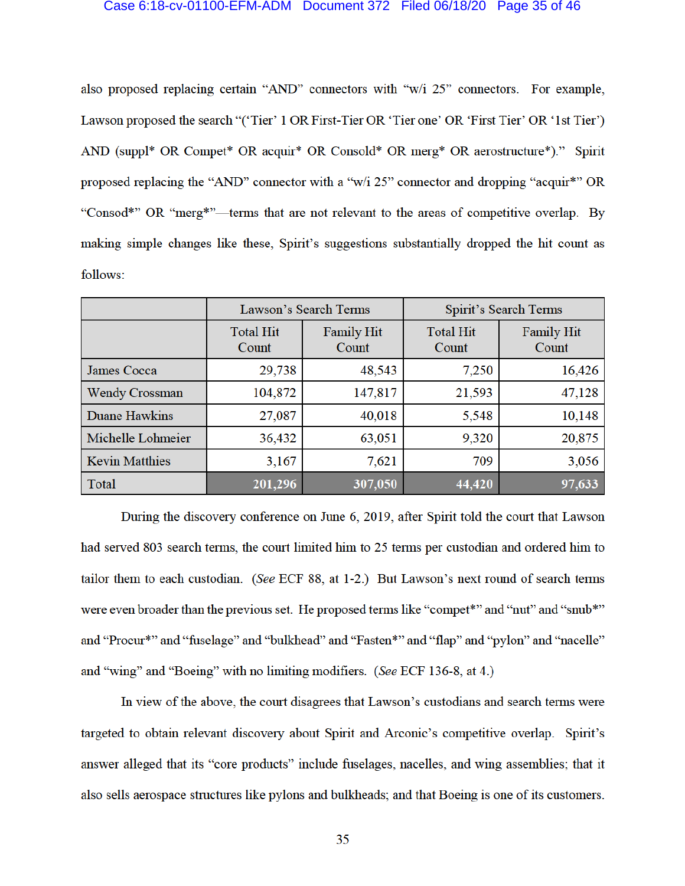also proposed replacing certain "AND" connectors with "w/i 25" connectors. For example, Lawson proposed the search "('Tier' 1 OR First-Tier OR 'Tier one' OR 'First Tier' OR '1st Tier') AND (suppl* OR Compet* OR acquir* OR Consold* OR merg* OR aerostructure*)." Spirit proposed replacing the "AND" connector with a "w/i 25" connector and dropping "acquir*" OR "Consod*" OR "merg*"—terms that are not relevant to the areas of competitive overlap. By making simple changes like these, Spirit's suggestions substantially dropped the hit count as follows:

| | Lawson's Search Terms | | Spirit's Search Terms | |
|---|---|---|---|---|
| | Total Hit Count | Family Hit Count | Total Hit Count | Family Hit Count |
| James Cocca | 29,738 | 48,543 | 7,250 | 16,426 |
| Wendy Crossman | 104,872 | 147,817 | 21,593 | 47,128 |
| Duane Hawkins | 27,087 | 40,018 | 5,548 | 10,148 |
| Michelle Lohmeier | 36,432 | 63,051 | 9,320 | 20,875 |
| Kevin Matthies | 3,167 | 7,621 | 709 | 3,056 |
| Total | **201,296** | **307,050** | **44,420** | **97,633** |

During the discovery conference on June 6, 2019, after Spirit told the court that Lawson had served 803 search terms, the court limited him to 25 terms per custodian and ordered him to tailor them to each custodian. (*See* ECF 88, at 1-2.) But Lawson's next round of search terms were even broader than the previous set. He proposed terms like "compet*" and "nut" and "snub*" and "Procur*" and "fuselage" and "bulkhead" and "Fasten*" and "flap" and "pylon" and "nacelle" and "wing" and "Boeing" with no limiting modifiers. (*See* ECF 136-8, at 4.)

In view of the above, the court disagrees that Lawson's custodians and search terms were targeted to obtain relevant discovery about Spirit and Arconic's competitive overlap. Spirit's answer alleged that its "core products" include fuselages, nacelles, and wing assemblies; that it also sells aerospace structures like pylons and bulkheads; and that Boeing is one of its customers.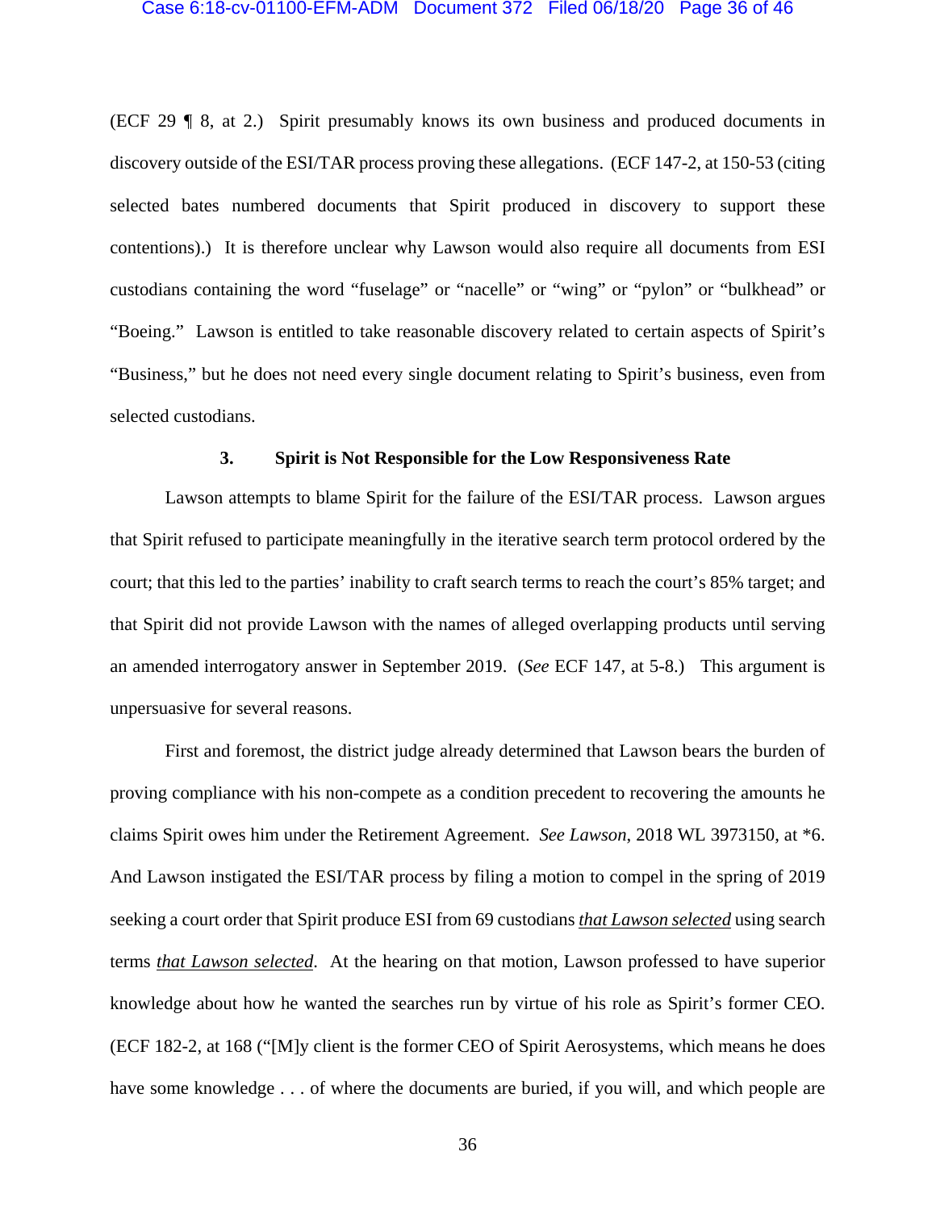(ECF 29 ¶ 8, at 2.) Spirit presumably knows its own business and produced documents in discovery outside of the ESI/TAR process proving these allegations. (ECF 147-2, at 150-53 (citing selected bates numbered documents that Spirit produced in discovery to support these contentions).) It is therefore unclear why Lawson would also require all documents from ESI custodians containing the word "fuselage" or "nacelle" or "wing" or "pylon" or "bulkhead" or "Boeing." Lawson is entitled to take reasonable discovery related to certain aspects of Spirit's "Business," but he does not need every single document relating to Spirit's business, even from selected custodians.

### 3. Spirit is Not Responsible for the Low Responsiveness Rate

Lawson attempts to blame Spirit for the failure of the ESI/TAR process. Lawson argues that Spirit refused to participate meaningfully in the iterative search term protocol ordered by the court; that this led to the parties' inability to craft search terms to reach the court's 85% target; and that Spirit did not provide Lawson with the names of alleged overlapping products until serving an amended interrogatory answer in September 2019. (*See* ECF 147, at 5-8.) This argument is unpersuasive for several reasons.

First and foremost, the district judge already determined that Lawson bears the burden of proving compliance with his non-compete as a condition precedent to recovering the amounts he claims Spirit owes him under the Retirement Agreement. *See Lawson*, 2018 WL 3973150, at *6. And Lawson instigated the ESI/TAR process by filing a motion to compel in the spring of 2019 seeking a court order that Spirit produce ESI from 69 custodians ***that Lawson selected*** using search terms ***that Lawson selected***. At the hearing on that motion, Lawson professed to have superior knowledge about how he wanted the searches run by virtue of his role as Spirit's former CEO. (ECF 182-2, at 168 ("[M]y client is the former CEO of Spirit Aerosystems, which means he does have some knowledge . . . of where the documents are buried, if you will, and which people are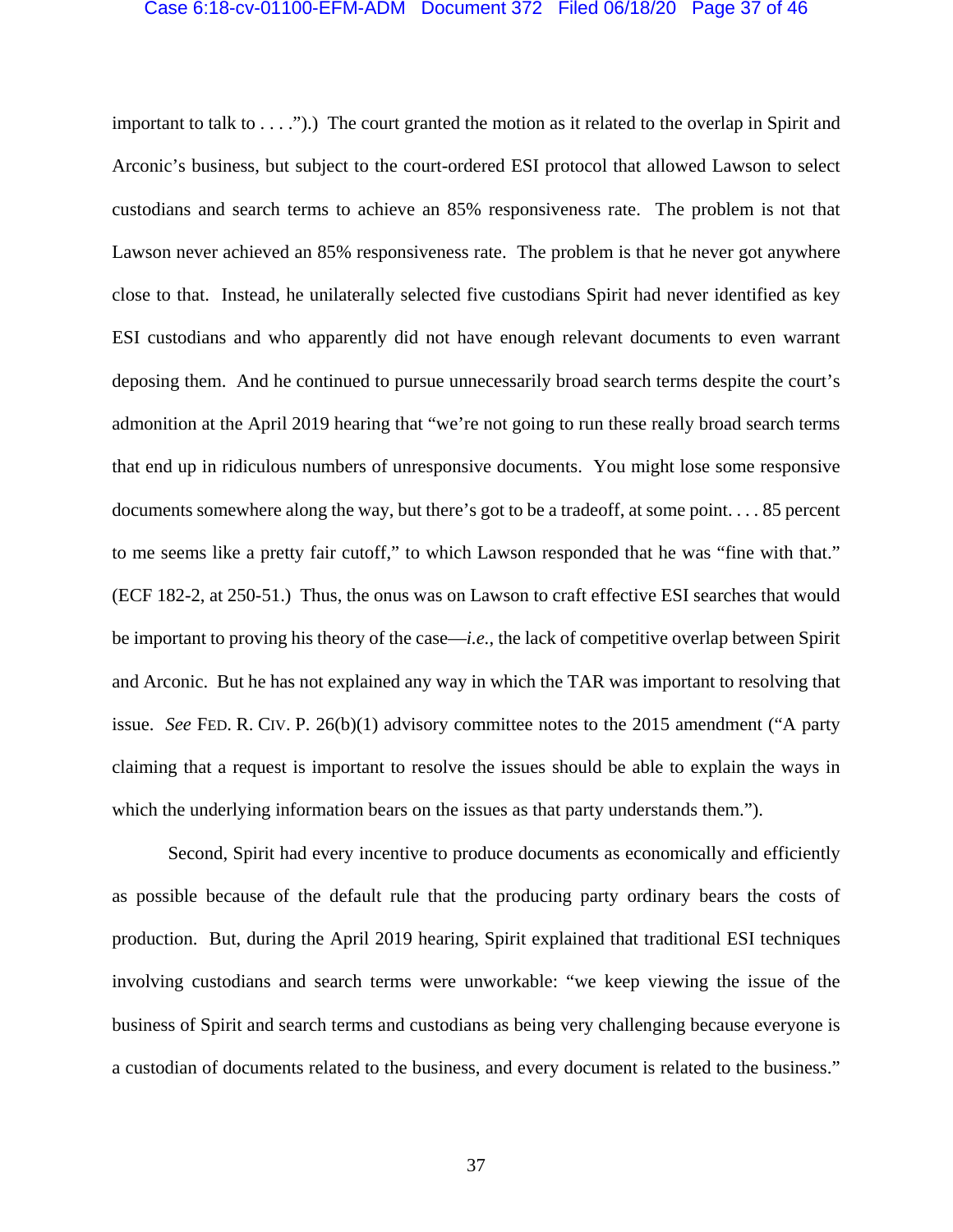important to talk to . . . .").) The court granted the motion as it related to the overlap in Spirit and Arconic's business, but subject to the court-ordered ESI protocol that allowed Lawson to select custodians and search terms to achieve an 85% responsiveness rate. The problem is not that Lawson never achieved an 85% responsiveness rate. The problem is that he never got anywhere close to that. Instead, he unilaterally selected five custodians Spirit had never identified as key ESI custodians and who apparently did not have enough relevant documents to even warrant deposing them. And he continued to pursue unnecessarily broad search terms despite the court's admonition at the April 2019 hearing that "we're not going to run these really broad search terms that end up in ridiculous numbers of unresponsive documents. You might lose some responsive documents somewhere along the way, but there's got to be a tradeoff, at some point. . . . 85 percent to me seems like a pretty fair cutoff," to which Lawson responded that he was "fine with that." (ECF 182-2, at 250-51.) Thus, the onus was on Lawson to craft effective ESI searches that would be important to proving his theory of the case—*i.e.*, the lack of competitive overlap between Spirit and Arconic. But he has not explained any way in which the TAR was important to resolving that issue. *See* FED. R. CIV. P. 26(b)(1) advisory committee notes to the 2015 amendment ("A party claiming that a request is important to resolve the issues should be able to explain the ways in which the underlying information bears on the issues as that party understands them.").

Second, Spirit had every incentive to produce documents as economically and efficiently as possible because of the default rule that the producing party ordinary bears the costs of production. But, during the April 2019 hearing, Spirit explained that traditional ESI techniques involving custodians and search terms were unworkable: "we keep viewing the issue of the business of Spirit and search terms and custodians as being very challenging because everyone is a custodian of documents related to the business, and every document is related to the business."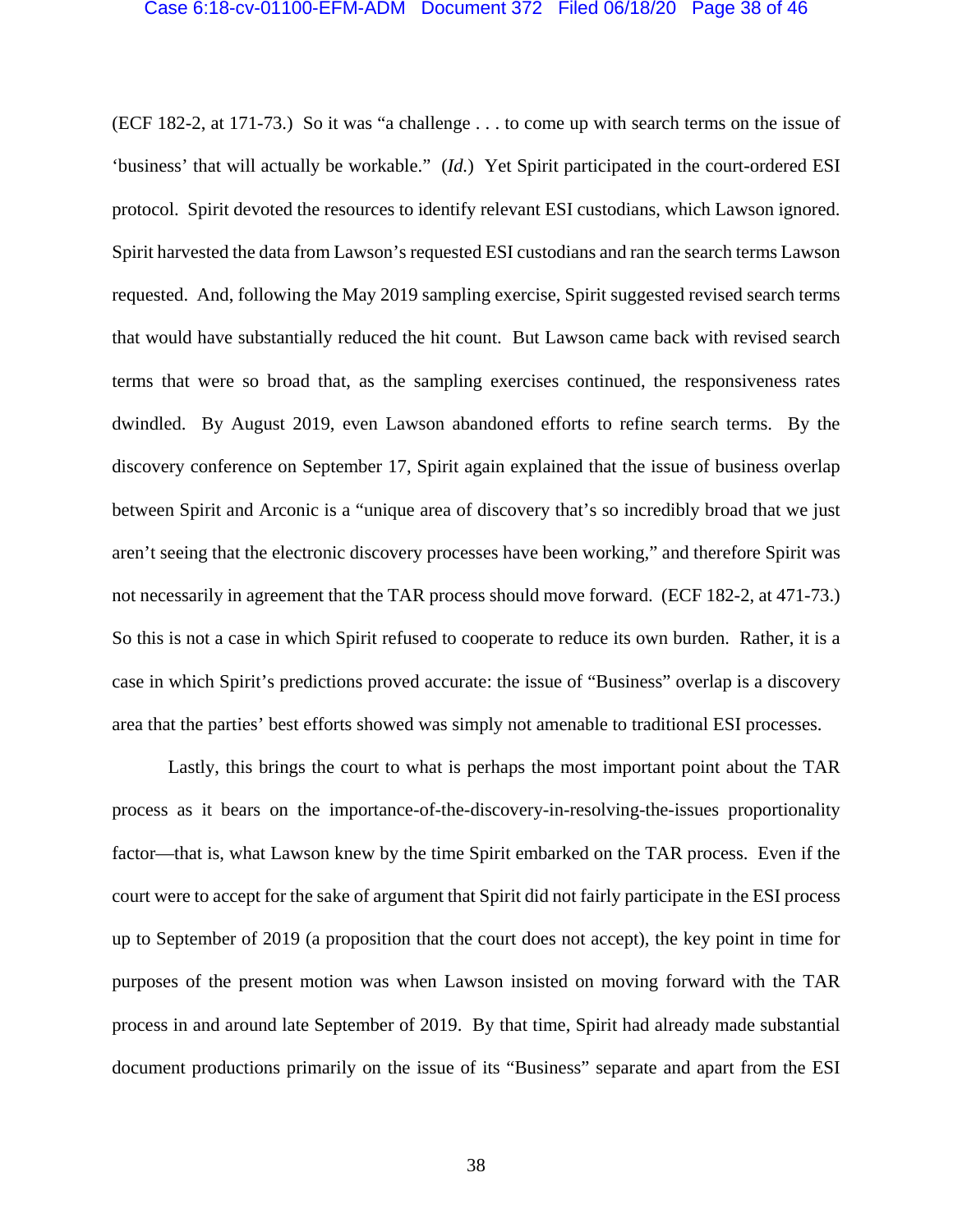(ECF 182-2, at 171-73.) So it was "a challenge . . . to come up with search terms on the issue of 'business' that will actually be workable." (*Id.*) Yet Spirit participated in the court-ordered ESI protocol. Spirit devoted the resources to identify relevant ESI custodians, which Lawson ignored. Spirit harvested the data from Lawson's requested ESI custodians and ran the search terms Lawson requested. And, following the May 2019 sampling exercise, Spirit suggested revised search terms that would have substantially reduced the hit count. But Lawson came back with revised search terms that were so broad that, as the sampling exercises continued, the responsiveness rates dwindled. By August 2019, even Lawson abandoned efforts to refine search terms. By the discovery conference on September 17, Spirit again explained that the issue of business overlap between Spirit and Arconic is a "unique area of discovery that's so incredibly broad that we just aren't seeing that the electronic discovery processes have been working," and therefore Spirit was not necessarily in agreement that the TAR process should move forward. (ECF 182-2, at 471-73.) So this is not a case in which Spirit refused to cooperate to reduce its own burden. Rather, it is a case in which Spirit's predictions proved accurate: the issue of "Business" overlap is a discovery area that the parties' best efforts showed was simply not amenable to traditional ESI processes.

Lastly, this brings the court to what is perhaps the most important point about the TAR process as it bears on the importance-of-the-discovery-in-resolving-the-issues proportionality factor—that is, what Lawson knew by the time Spirit embarked on the TAR process. Even if the court were to accept for the sake of argument that Spirit did not fairly participate in the ESI process up to September of 2019 (a proposition that the court does not accept), the key point in time for purposes of the present motion was when Lawson insisted on moving forward with the TAR process in and around late September of 2019. By that time, Spirit had already made substantial document productions primarily on the issue of its "Business" separate and apart from the ESI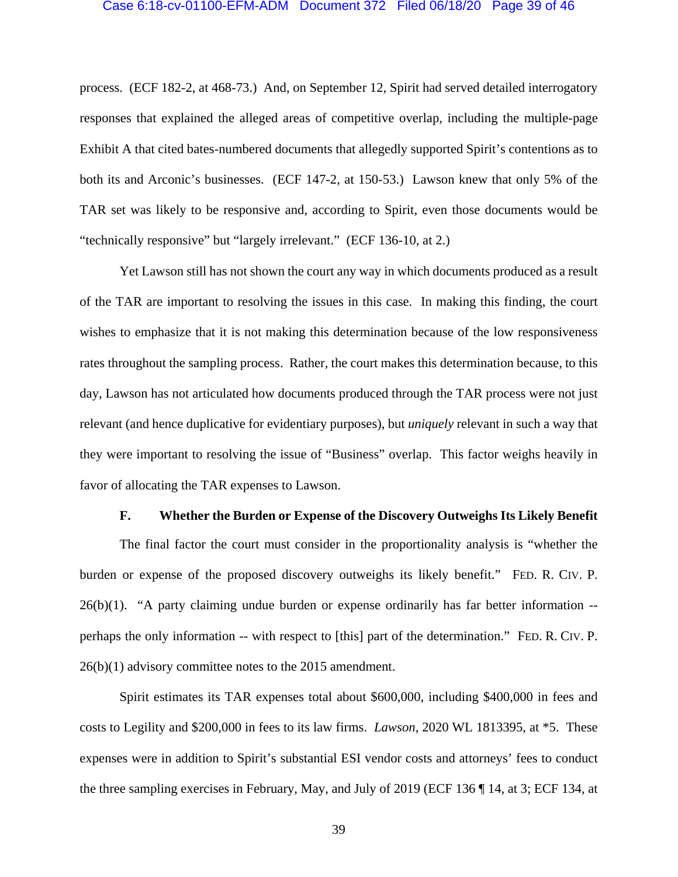process. (ECF 182-2, at 468-73.) And, on September 12, Spirit had served detailed interrogatory responses that explained the alleged areas of competitive overlap, including the multiple-page Exhibit A that cited bates-numbered documents that allegedly supported Spirit's contentions as to both its and Arconic's businesses. (ECF 147-2, at 150-53.) Lawson knew that only 5% of the TAR set was likely to be responsive and, according to Spirit, even those documents would be "technically responsive" but "largely irrelevant." (ECF 136-10, at 2.)

Yet Lawson still has not shown the court any way in which documents produced as a result of the TAR are important to resolving the issues in this case. In making this finding, the court wishes to emphasize that it is not making this determination because of the low responsiveness rates throughout the sampling process. Rather, the court makes this determination because, to this day, Lawson has not articulated how documents produced through the TAR process were not just relevant (and hence duplicative for evidentiary purposes), but *uniquely* relevant in such a way that they were important to resolving the issue of "Business" overlap. This factor weighs heavily in favor of allocating the TAR expenses to Lawson.

### F. Whether the Burden or Expense of the Discovery Outweighs Its Likely Benefit

The final factor the court must consider in the proportionality analysis is "whether the burden or expense of the proposed discovery outweighs its likely benefit." FED. R. CIV. P. 26(b)(1). "A party claiming undue burden or expense ordinarily has far better information -- perhaps the only information -- with respect to [this] part of the determination." FED. R. CIV. P. 26(b)(1) advisory committee notes to the 2015 amendment.

Spirit estimates its TAR expenses total about $600,000, including $400,000 in fees and costs to Legility and $200,000 in fees to its law firms. *Lawson*, 2020 WL 1813395, at *5. These expenses were in addition to Spirit's substantial ESI vendor costs and attorneys' fees to conduct the three sampling exercises in February, May, and July of 2019 (ECF 136 ¶ 14, at 3; ECF 134, at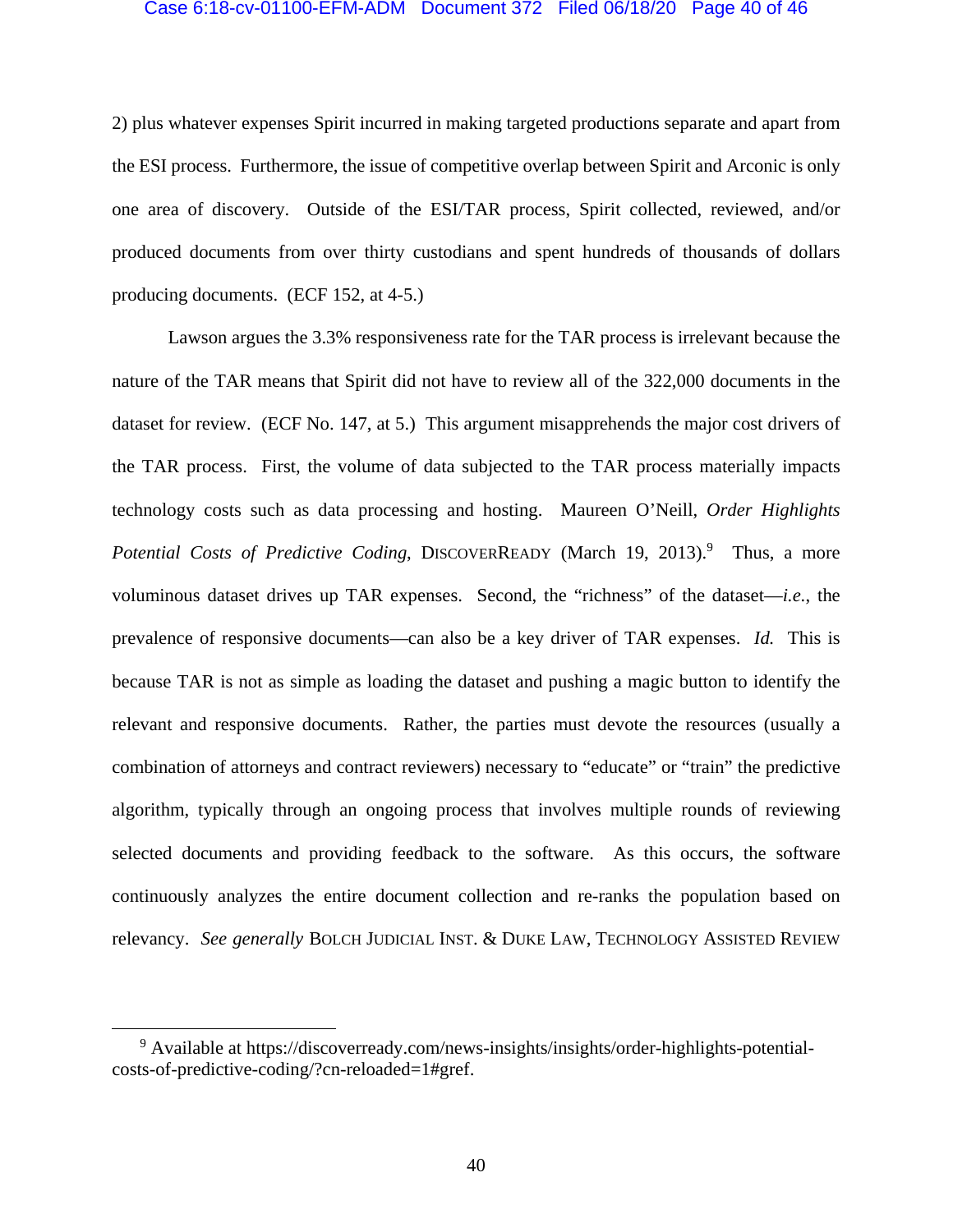2) plus whatever expenses Spirit incurred in making targeted productions separate and apart from the ESI process. Furthermore, the issue of competitive overlap between Spirit and Arconic is only one area of discovery. Outside of the ESI/TAR process, Spirit collected, reviewed, and/or produced documents from over thirty custodians and spent hundreds of thousands of dollars producing documents. (ECF 152, at 4-5.)

Lawson argues the 3.3% responsiveness rate for the TAR process is irrelevant because the nature of the TAR means that Spirit did not have to review all of the 322,000 documents in the dataset for review. (ECF No. 147, at 5.) This argument misapprehends the major cost drivers of the TAR process. First, the volume of data subjected to the TAR process materially impacts technology costs such as data processing and hosting. Maureen O'Neill, *Order Highlights Potential Costs of Predictive Coding*, DISCOVERREADY (March 19, 2013).[9] Thus, a more voluminous dataset drives up TAR expenses. Second, the "richness" of the dataset—*i.e.*, the prevalence of responsive documents—can also be a key driver of TAR expenses. *Id.* This is because TAR is not as simple as loading the dataset and pushing a magic button to identify the relevant and responsive documents. Rather, the parties must devote the resources (usually a combination of attorneys and contract reviewers) necessary to "educate" or "train" the predictive algorithm, typically through an ongoing process that involves multiple rounds of reviewing selected documents and providing feedback to the software. As this occurs, the software continuously analyzes the entire document collection and re-ranks the population based on relevancy. *See generally* BOLCH JUDICIAL INST. & DUKE LAW, TECHNOLOGY ASSISTED REVIEW

---

[9] Available at https://discoverready.com/news-insights/insights/order-highlights-potential-costs-of-predictive-coding/?cn-reloaded=1#gref.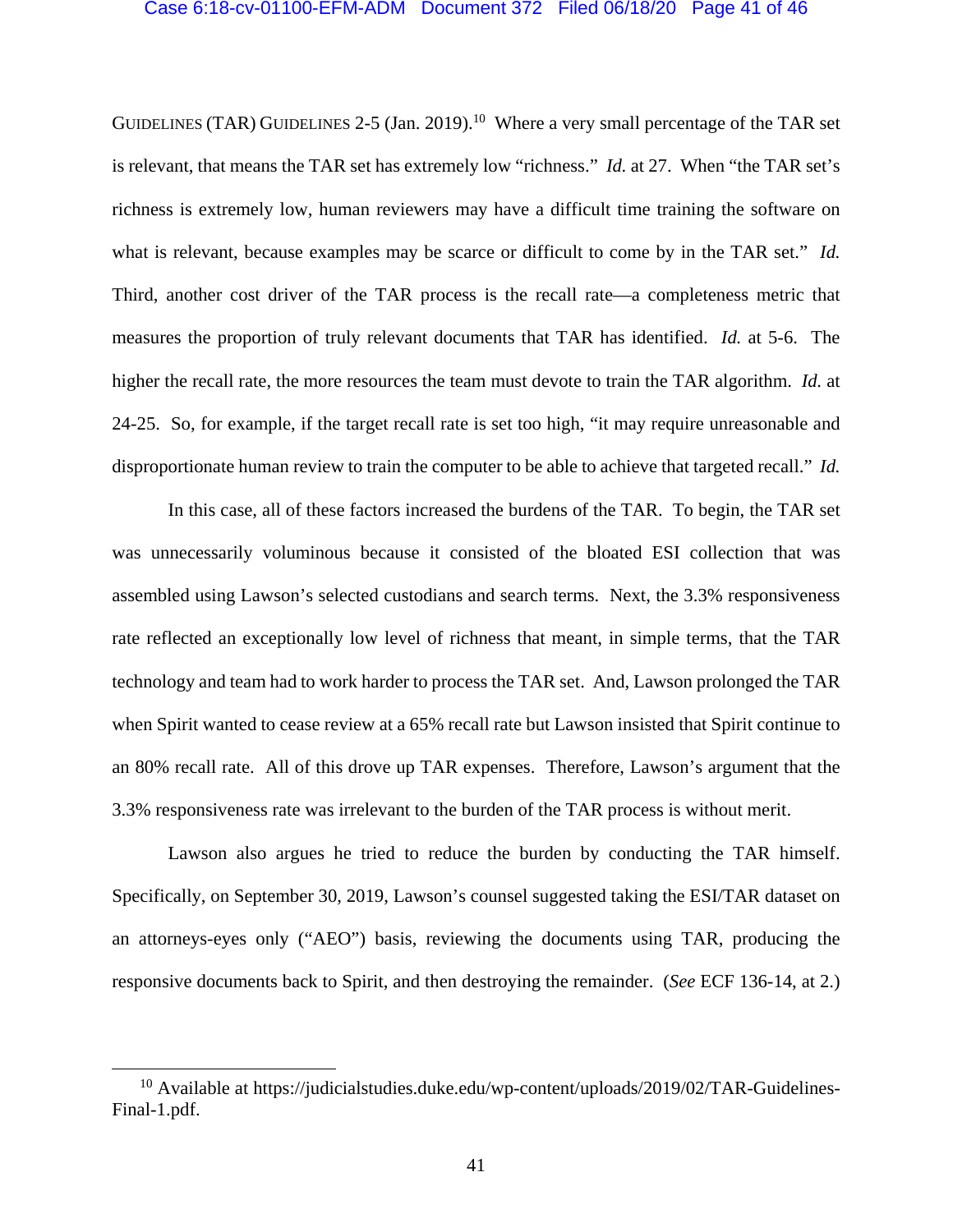GUIDELINES (TAR) GUIDELINES 2-5 (Jan. 2019).[10] Where a very small percentage of the TAR set is relevant, that means the TAR set has extremely low "richness." *Id.* at 27. When "the TAR set's richness is extremely low, human reviewers may have a difficult time training the software on what is relevant, because examples may be scarce or difficult to come by in the TAR set." *Id.* Third, another cost driver of the TAR process is the recall rate—a completeness metric that measures the proportion of truly relevant documents that TAR has identified. *Id.* at 5-6. The higher the recall rate, the more resources the team must devote to train the TAR algorithm. *Id.* at 24-25. So, for example, if the target recall rate is set too high, "it may require unreasonable and disproportionate human review to train the computer to be able to achieve that targeted recall." *Id.*

In this case, all of these factors increased the burdens of the TAR. To begin, the TAR set was unnecessarily voluminous because it consisted of the bloated ESI collection that was assembled using Lawson's selected custodians and search terms. Next, the 3.3% responsiveness rate reflected an exceptionally low level of richness that meant, in simple terms, that the TAR technology and team had to work harder to process the TAR set. And, Lawson prolonged the TAR when Spirit wanted to cease review at a 65% recall rate but Lawson insisted that Spirit continue to an 80% recall rate. All of this drove up TAR expenses. Therefore, Lawson's argument that the 3.3% responsiveness rate was irrelevant to the burden of the TAR process is without merit.

Lawson also argues he tried to reduce the burden by conducting the TAR himself. Specifically, on September 30, 2019, Lawson's counsel suggested taking the ESI/TAR dataset on an attorneys-eyes only ("AEO") basis, reviewing the documents using TAR, producing the responsive documents back to Spirit, and then destroying the remainder. (*See* ECF 136-14, at 2.)

---

[10] Available at https://judicialstudies.duke.edu/wp-content/uploads/2019/02/TAR-Guidelines-Final-1.pdf.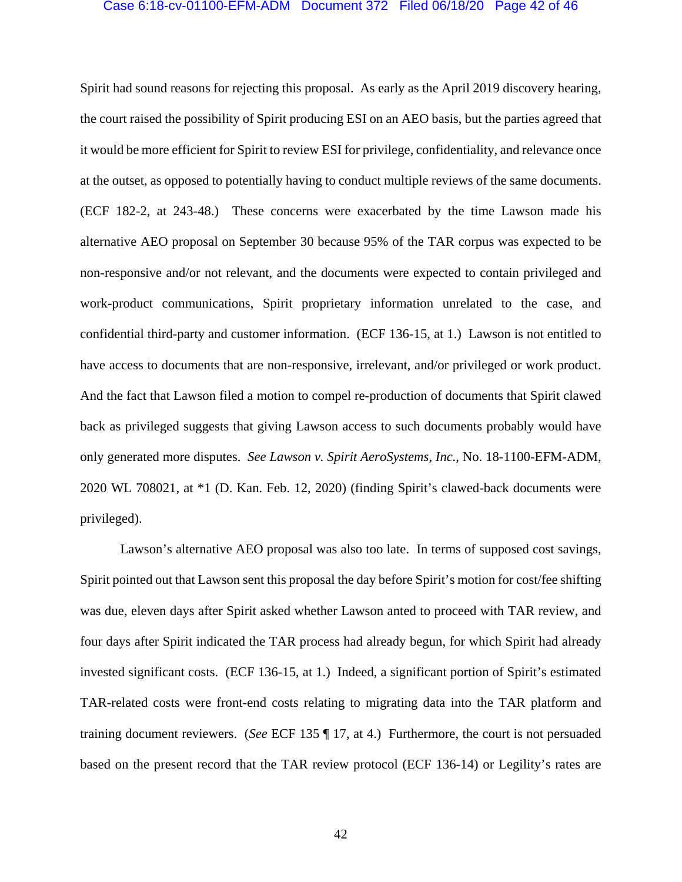Spirit had sound reasons for rejecting this proposal. As early as the April 2019 discovery hearing, the court raised the possibility of Spirit producing ESI on an AEO basis, but the parties agreed that it would be more efficient for Spirit to review ESI for privilege, confidentiality, and relevance once at the outset, as opposed to potentially having to conduct multiple reviews of the same documents. (ECF 182-2, at 243-48.) These concerns were exacerbated by the time Lawson made his alternative AEO proposal on September 30 because 95% of the TAR corpus was expected to be non-responsive and/or not relevant, and the documents were expected to contain privileged and work-product communications, Spirit proprietary information unrelated to the case, and confidential third-party and customer information. (ECF 136-15, at 1.) Lawson is not entitled to have access to documents that are non-responsive, irrelevant, and/or privileged or work product. And the fact that Lawson filed a motion to compel re-production of documents that Spirit clawed back as privileged suggests that giving Lawson access to such documents probably would have only generated more disputes. *See Lawson v. Spirit AeroSystems, Inc.*, No. 18-1100-EFM-ADM, 2020 WL 708021, at *1 (D. Kan. Feb. 12, 2020) (finding Spirit's clawed-back documents were privileged).

Lawson's alternative AEO proposal was also too late. In terms of supposed cost savings, Spirit pointed out that Lawson sent this proposal the day before Spirit's motion for cost/fee shifting was due, eleven days after Spirit asked whether Lawson anted to proceed with TAR review, and four days after Spirit indicated the TAR process had already begun, for which Spirit had already invested significant costs. (ECF 136-15, at 1.) Indeed, a significant portion of Spirit's estimated TAR-related costs were front-end costs relating to migrating data into the TAR platform and training document reviewers. (*See* ECF 135 ¶ 17, at 4.) Furthermore, the court is not persuaded based on the present record that the TAR review protocol (ECF 136-14) or Legility's rates are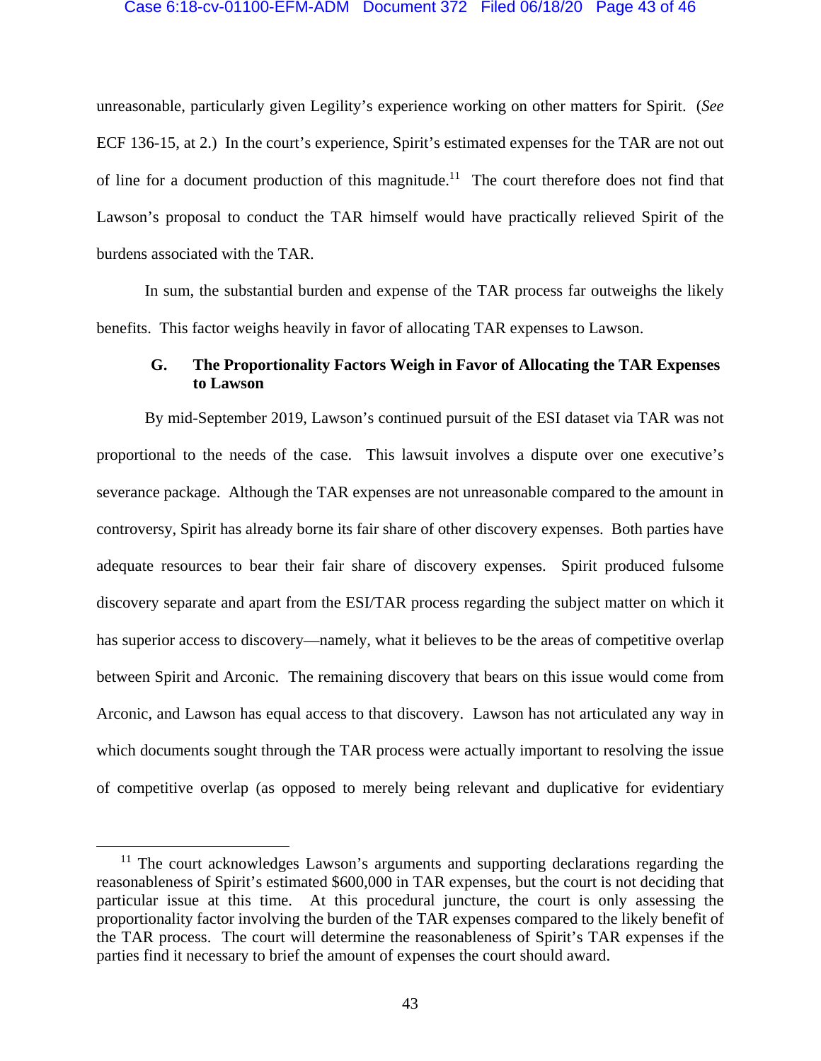unreasonable, particularly given Legility's experience working on other matters for Spirit. (*See* ECF 136-15, at 2.) In the court's experience, Spirit's estimated expenses for the TAR are not out of line for a document production of this magnitude.[11] The court therefore does not find that Lawson's proposal to conduct the TAR himself would have practically relieved Spirit of the burdens associated with the TAR.

In sum, the substantial burden and expense of the TAR process far outweighs the likely benefits. This factor weighs heavily in favor of allocating TAR expenses to Lawson.

### G. The Proportionality Factors Weigh in Favor of Allocating the TAR Expenses to Lawson

By mid-September 2019, Lawson's continued pursuit of the ESI dataset via TAR was not proportional to the needs of the case. This lawsuit involves a dispute over one executive's severance package. Although the TAR expenses are not unreasonable compared to the amount in controversy, Spirit has already borne its fair share of other discovery expenses. Both parties have adequate resources to bear their fair share of discovery expenses. Spirit produced fulsome discovery separate and apart from the ESI/TAR process regarding the subject matter on which it has superior access to discovery—namely, what it believes to be the areas of competitive overlap between Spirit and Arconic. The remaining discovery that bears on this issue would come from Arconic, and Lawson has equal access to that discovery. Lawson has not articulated any way in which documents sought through the TAR process were actually important to resolving the issue of competitive overlap (as opposed to merely being relevant and duplicative for evidentiary

---

[11] The court acknowledges Lawson's arguments and supporting declarations regarding the reasonableness of Spirit's estimated $600,000 in TAR expenses, but the court is not deciding that particular issue at this time. At this procedural juncture, the court is only assessing the proportionality factor involving the burden of the TAR expenses compared to the likely benefit of the TAR process. The court will determine the reasonableness of Spirit's TAR expenses if the parties find it necessary to brief the amount of expenses the court should award.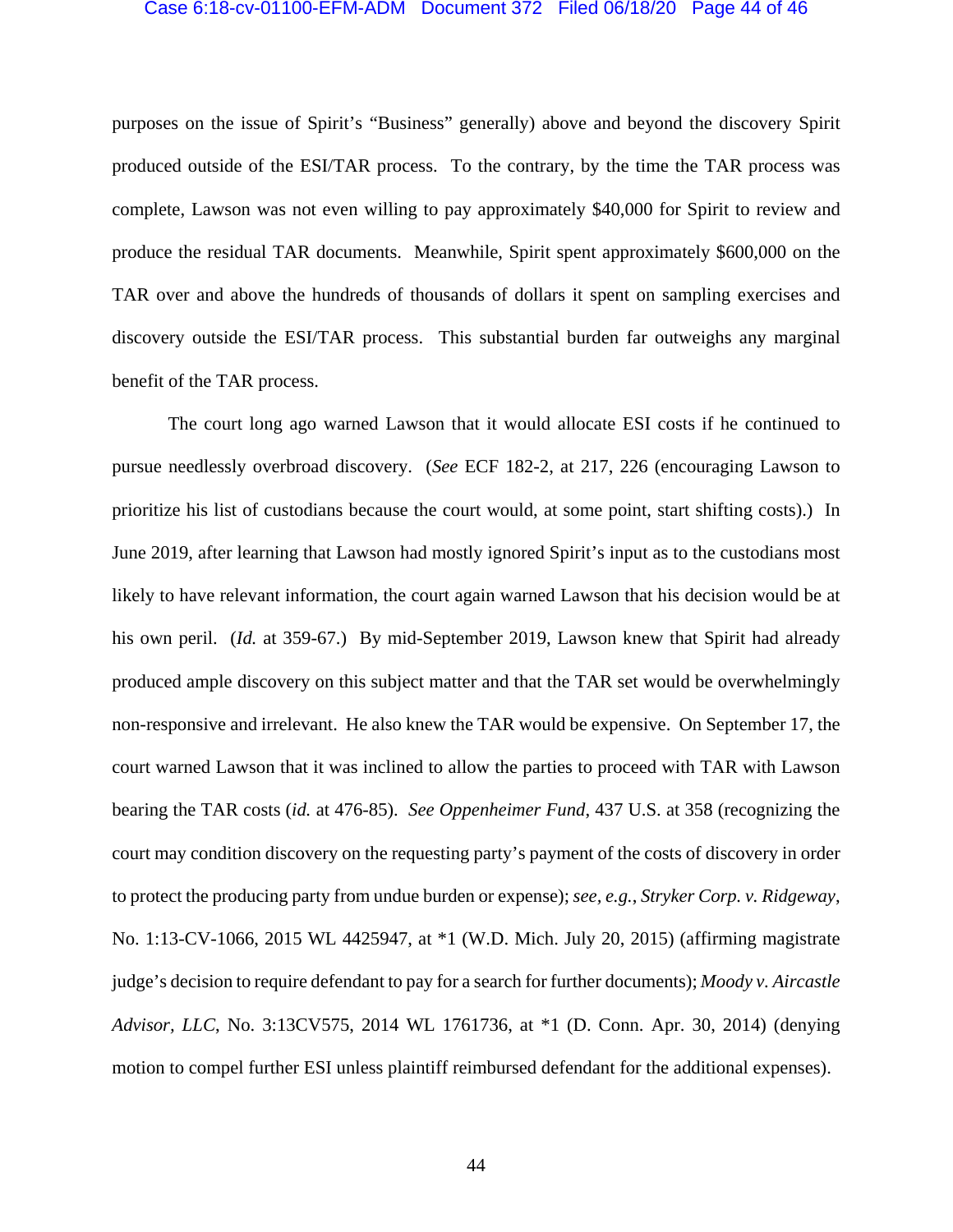purposes on the issue of Spirit's "Business" generally) above and beyond the discovery Spirit produced outside of the ESI/TAR process. To the contrary, by the time the TAR process was complete, Lawson was not even willing to pay approximately $40,000 for Spirit to review and produce the residual TAR documents. Meanwhile, Spirit spent approximately $600,000 on the TAR over and above the hundreds of thousands of dollars it spent on sampling exercises and discovery outside the ESI/TAR process. This substantial burden far outweighs any marginal benefit of the TAR process.

The court long ago warned Lawson that it would allocate ESI costs if he continued to pursue needlessly overbroad discovery. (*See* ECF 182-2, at 217, 226 (encouraging Lawson to prioritize his list of custodians because the court would, at some point, start shifting costs).) In June 2019, after learning that Lawson had mostly ignored Spirit's input as to the custodians most likely to have relevant information, the court again warned Lawson that his decision would be at his own peril. (*Id.* at 359-67.) By mid-September 2019, Lawson knew that Spirit had already produced ample discovery on this subject matter and that the TAR set would be overwhelmingly non-responsive and irrelevant. He also knew the TAR would be expensive. On September 17, the court warned Lawson that it was inclined to allow the parties to proceed with TAR with Lawson bearing the TAR costs (*id.* at 476-85). *See Oppenheimer Fund*, 437 U.S. at 358 (recognizing the court may condition discovery on the requesting party's payment of the costs of discovery in order to protect the producing party from undue burden or expense); *see, e.g.*, *Stryker Corp. v. Ridgeway*, No. 1:13-CV-1066, 2015 WL 4425947, at *1 (W.D. Mich. July 20, 2015) (affirming magistrate judge's decision to require defendant to pay for a search for further documents); *Moody v. Aircastle Advisor, LLC*, No. 3:13CV575, 2014 WL 1761736, at *1 (D. Conn. Apr. 30, 2014) (denying motion to compel further ESI unless plaintiff reimbursed defendant for the additional expenses).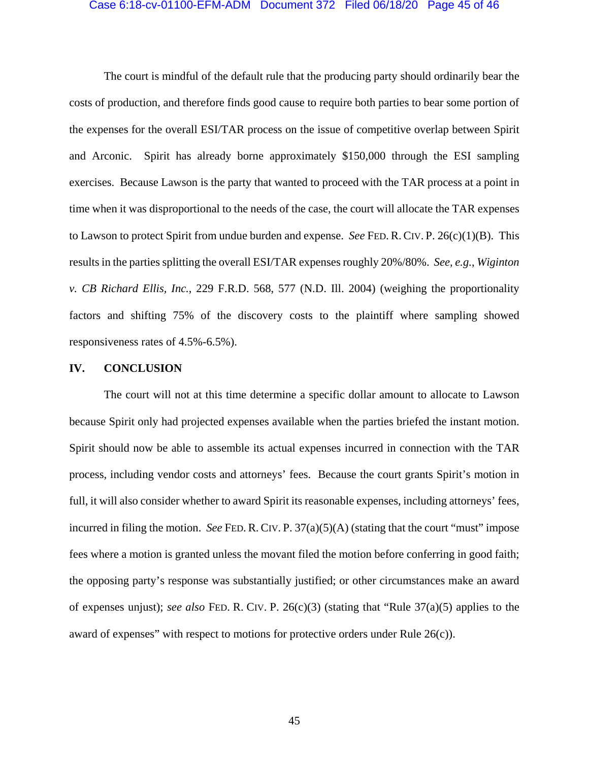The court is mindful of the default rule that the producing party should ordinarily bear the costs of production, and therefore finds good cause to require both parties to bear some portion of the expenses for the overall ESI/TAR process on the issue of competitive overlap between Spirit and Arconic. Spirit has already borne approximately $150,000 through the ESI sampling exercises. Because Lawson is the party that wanted to proceed with the TAR process at a point in time when it was disproportional to the needs of the case, the court will allocate the TAR expenses to Lawson to protect Spirit from undue burden and expense. *See* FED. R. CIV. P. 26(c)(1)(B). This results in the parties splitting the overall ESI/TAR expenses roughly 20%/80%. *See, e.g.*, *Wiginton v. CB Richard Ellis, Inc.*, 229 F.R.D. 568, 577 (N.D. Ill. 2004) (weighing the proportionality factors and shifting 75% of the discovery costs to the plaintiff where sampling showed responsiveness rates of 4.5%-6.5%).

## IV. CONCLUSION

The court will not at this time determine a specific dollar amount to allocate to Lawson because Spirit only had projected expenses available when the parties briefed the instant motion. Spirit should now be able to assemble its actual expenses incurred in connection with the TAR process, including vendor costs and attorneys' fees. Because the court grants Spirit's motion in full, it will also consider whether to award Spirit its reasonable expenses, including attorneys' fees, incurred in filing the motion. *See* FED. R. CIV. P. 37(a)(5)(A) (stating that the court "must" impose fees where a motion is granted unless the movant filed the motion before conferring in good faith; the opposing party's response was substantially justified; or other circumstances make an award of expenses unjust); *see also* FED. R. CIV. P. 26(c)(3) (stating that "Rule 37(a)(5) applies to the award of expenses" with respect to motions for protective orders under Rule 26(c)).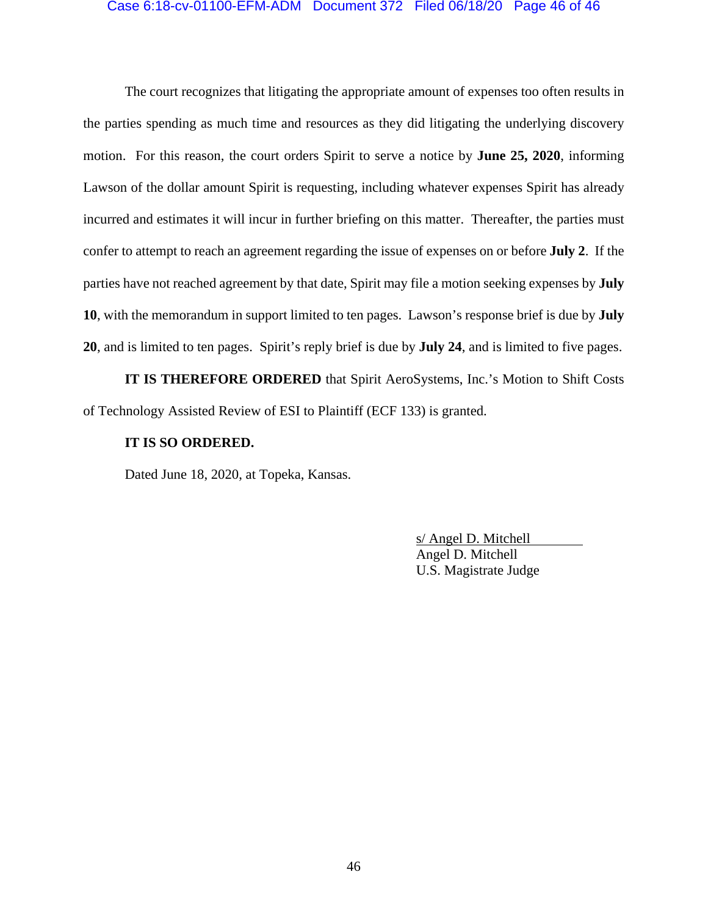The court recognizes that litigating the appropriate amount of expenses too often results in the parties spending as much time and resources as they did litigating the underlying discovery motion. For this reason, the court orders Spirit to serve a notice by **June 25, 2020**, informing Lawson of the dollar amount Spirit is requesting, including whatever expenses Spirit has already incurred and estimates it will incur in further briefing on this matter. Thereafter, the parties must confer to attempt to reach an agreement regarding the issue of expenses on or before **July 2**. If the parties have not reached agreement by that date, Spirit may file a motion seeking expenses by **July 10**, with the memorandum in support limited to ten pages. Lawson's response brief is due by **July 20**, and is limited to ten pages. Spirit's reply brief is due by **July 24**, and is limited to five pages.

**IT IS THEREFORE ORDERED** that Spirit AeroSystems, Inc.'s Motion to Shift Costs of Technology Assisted Review of ESI to Plaintiff (ECF 133) is granted.

**IT IS SO ORDERED.**

Dated June 18, 2020, at Topeka, Kansas.

s/ Angel D. Mitchell
Angel D. Mitchell
U.S. Magistrate Judge